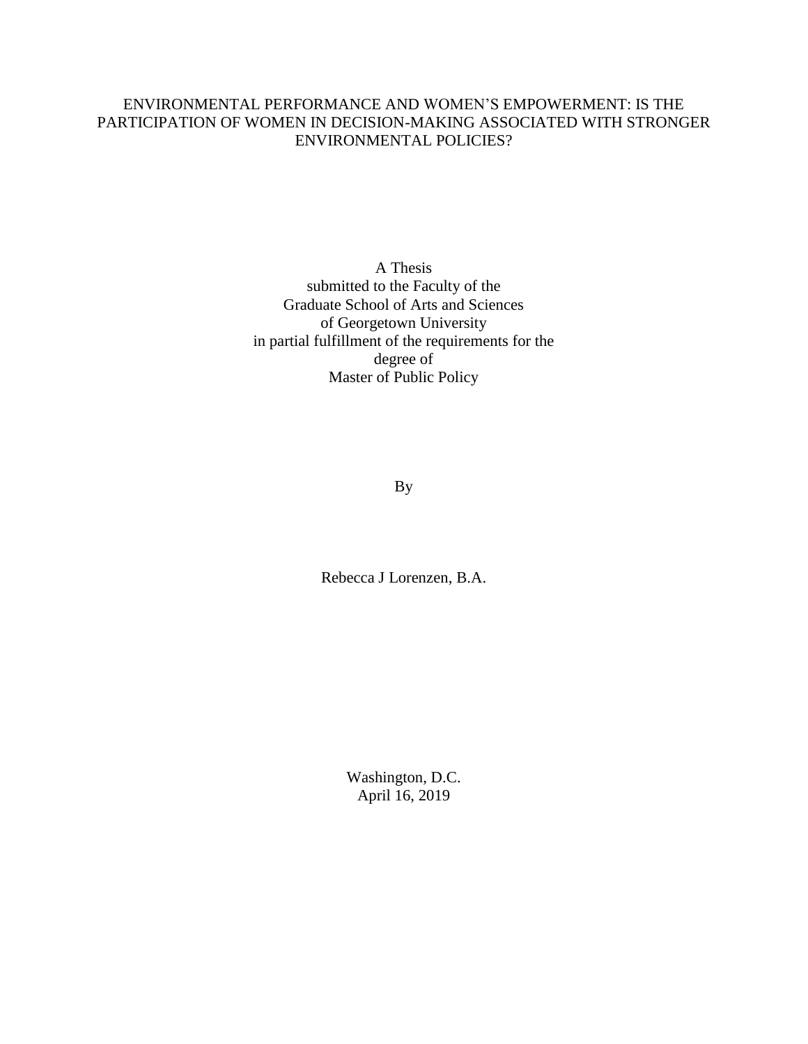# ENVIRONMENTAL PERFORMANCE AND WOMEN'S EMPOWERMENT: IS THE PARTICIPATION OF WOMEN IN DECISION-MAKING ASSOCIATED WITH STRONGER ENVIRONMENTAL POLICIES?

A Thesis
submitted to the Faculty of the
Graduate School of Arts and Sciences
of Georgetown University
in partial fulfillment of the requirements for the
degree of
Master of Public Policy

By

Rebecca J Lorenzen, B.A.

Washington, D.C.
April 16, 2019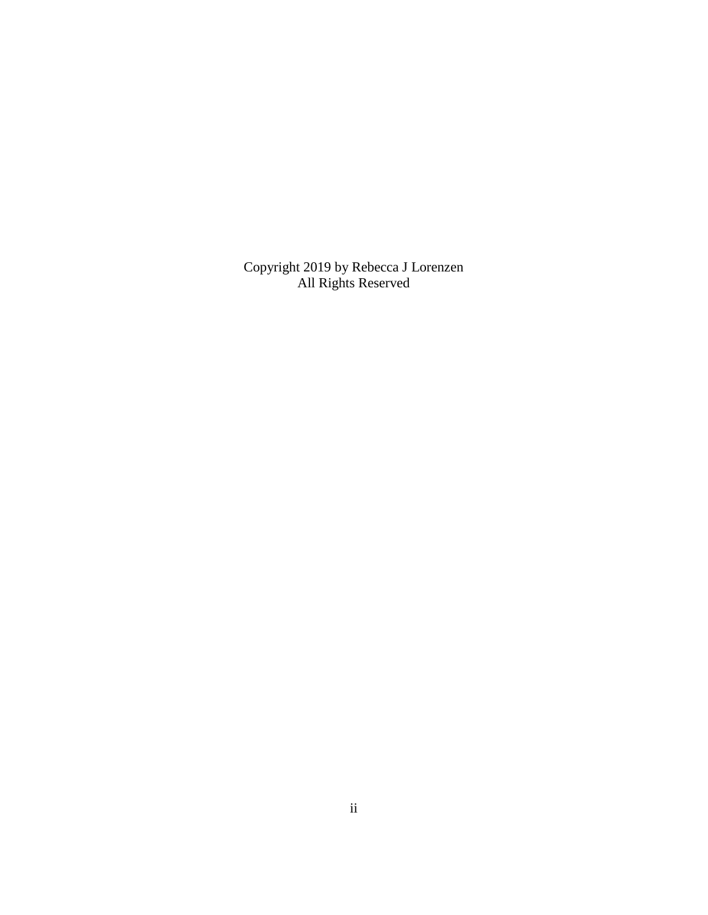Copyright 2019 by Rebecca J Lorenzen
All Rights Reserved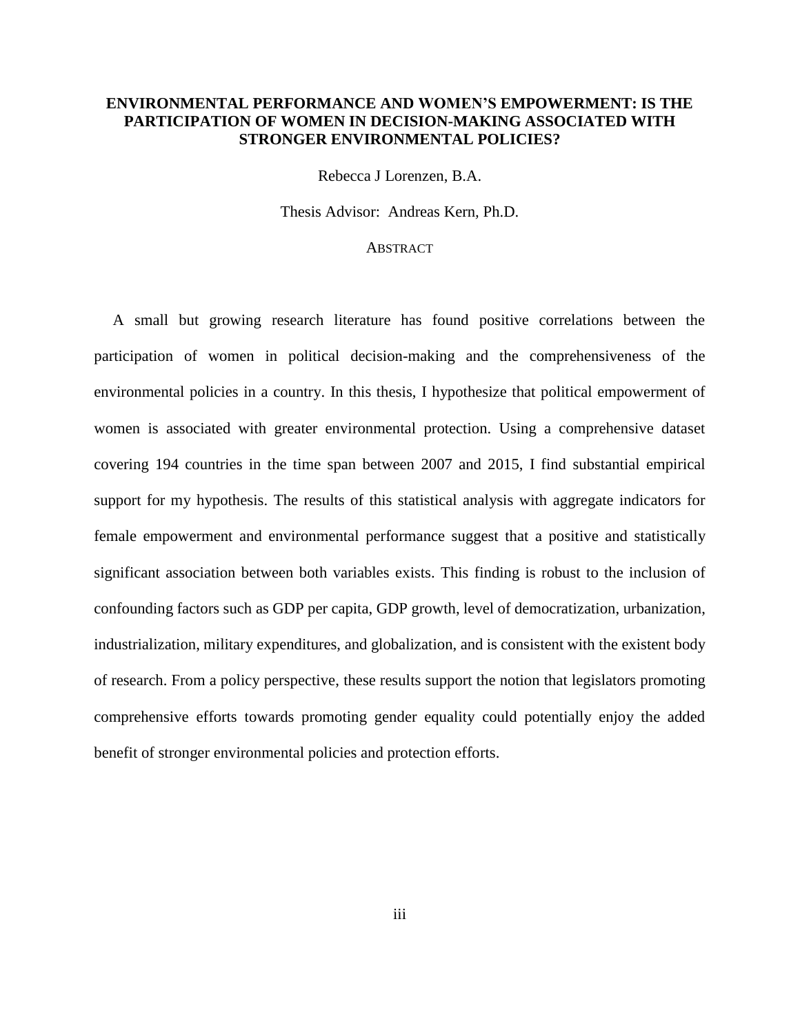**ENVIRONMENTAL PERFORMANCE AND WOMEN'S EMPOWERMENT: IS THE PARTICIPATION OF WOMEN IN DECISION-MAKING ASSOCIATED WITH STRONGER ENVIRONMENTAL POLICIES?**

Rebecca J Lorenzen, B.A.

Thesis Advisor: Andreas Kern, Ph.D.

ABSTRACT

A small but growing research literature has found positive correlations between the participation of women in political decision-making and the comprehensiveness of the environmental policies in a country. In this thesis, I hypothesize that political empowerment of women is associated with greater environmental protection. Using a comprehensive dataset covering 194 countries in the time span between 2007 and 2015, I find substantial empirical support for my hypothesis. The results of this statistical analysis with aggregate indicators for female empowerment and environmental performance suggest that a positive and statistically significant association between both variables exists. This finding is robust to the inclusion of confounding factors such as GDP per capita, GDP growth, level of democratization, urbanization, industrialization, military expenditures, and globalization, and is consistent with the existent body of research. From a policy perspective, these results support the notion that legislators promoting comprehensive efforts towards promoting gender equality could potentially enjoy the added benefit of stronger environmental policies and protection efforts.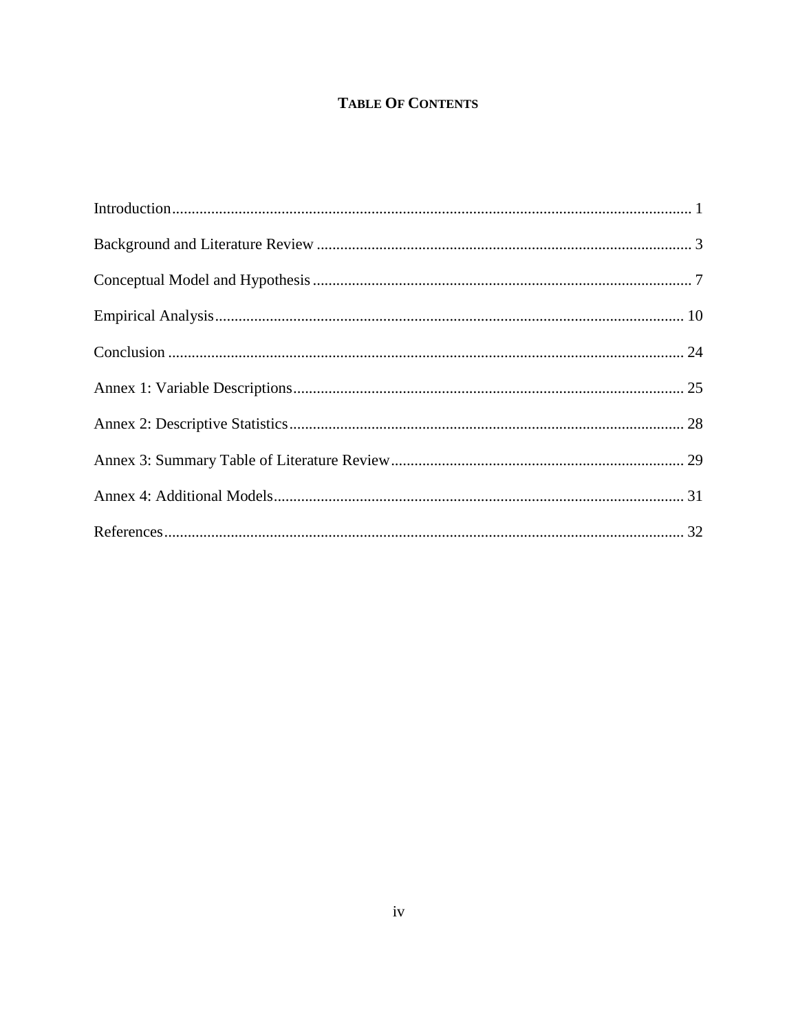# TABLE OF CONTENTS

Introduction .................................................................................................................... 1

Background and Literature Review ............................................................................... 3

Conceptual Model and Hypothesis ................................................................................ 7

Empirical Analysis ....................................................................................................... 10

Conclusion .................................................................................................................... 24

Annex 1: Variable Descriptions .................................................................................... 25

Annex 2: Descriptive Statistics ..................................................................................... 28

Annex 3: Summary Table of Literature Review ........................................................... 29

Annex 4: Additional Models ......................................................................................... 31

References ..................................................................................................................... 32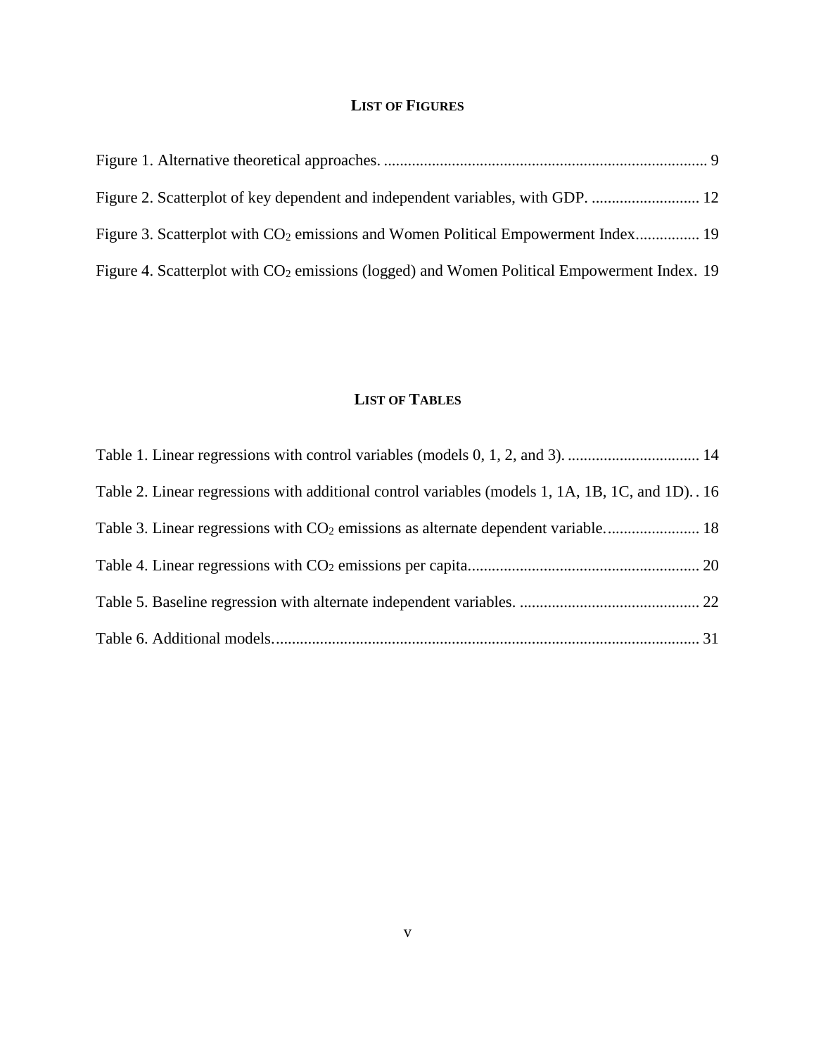## LIST OF FIGURES

Figure 1. Alternative theoretical approaches. .................................................................................. 9

Figure 2. Scatterplot of key dependent and independent variables, with GDP. ........................... 12

Figure 3. Scatterplot with $CO_2$ emissions and Women Political Empowerment Index................ 19

Figure 4. Scatterplot with $CO_2$ emissions (logged) and Women Political Empowerment Index. 19

## LIST OF TABLES

Table 1. Linear regressions with control variables (models 0, 1, 2, and 3). ................................. 14

Table 2. Linear regressions with additional control variables (models 1, 1A, 1B, 1C, and 1D). . 16

Table 3. Linear regressions with $CO_2$ emissions as alternate dependent variable........................ 18

Table 4. Linear regressions with $CO_2$ emissions per capita.......................................................... 20

Table 5. Baseline regression with alternate independent variables. ............................................. 22

Table 6. Additional models........................................................................................................... 31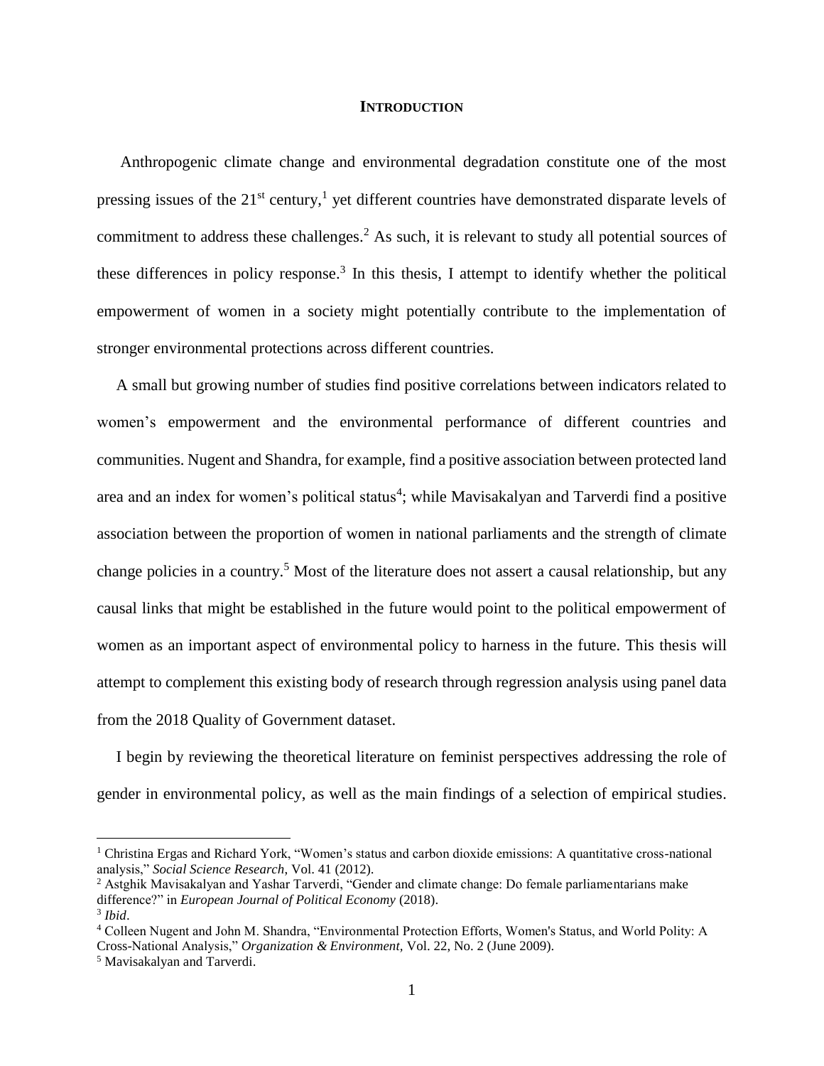# INTRODUCTION

Anthropogenic climate change and environmental degradation constitute one of the most pressing issues of the 21st century,[1] yet different countries have demonstrated disparate levels of commitment to address these challenges.[2] As such, it is relevant to study all potential sources of these differences in policy response.[3] In this thesis, I attempt to identify whether the political empowerment of women in a society might potentially contribute to the implementation of stronger environmental protections across different countries.

A small but growing number of studies find positive correlations between indicators related to women's empowerment and the environmental performance of different countries and communities. Nugent and Shandra, for example, find a positive association between protected land area and an index for women's political status[4]; while Mavisakalyan and Tarverdi find a positive association between the proportion of women in national parliaments and the strength of climate change policies in a country.[5] Most of the literature does not assert a causal relationship, but any causal links that might be established in the future would point to the political empowerment of women as an important aspect of environmental policy to harness in the future. This thesis will attempt to complement this existing body of research through regression analysis using panel data from the 2018 Quality of Government dataset.

I begin by reviewing the theoretical literature on feminist perspectives addressing the role of gender in environmental policy, as well as the main findings of a selection of empirical studies.

---

[1] Christina Ergas and Richard York, "Women's status and carbon dioxide emissions: A quantitative cross-national analysis," *Social Science Research*, Vol. 41 (2012).

[2] Astghik Mavisakalyan and Yashar Tarverdi, "Gender and climate change: Do female parliamentarians make difference?" in *European Journal of Political Economy* (2018).

[3] *Ibid*.

[4] Colleen Nugent and John M. Shandra, "Environmental Protection Efforts, Women's Status, and World Polity: A Cross-National Analysis," *Organization & Environment,* Vol. 22, No. 2 (June 2009).

[5] Mavisakalyan and Tarverdi.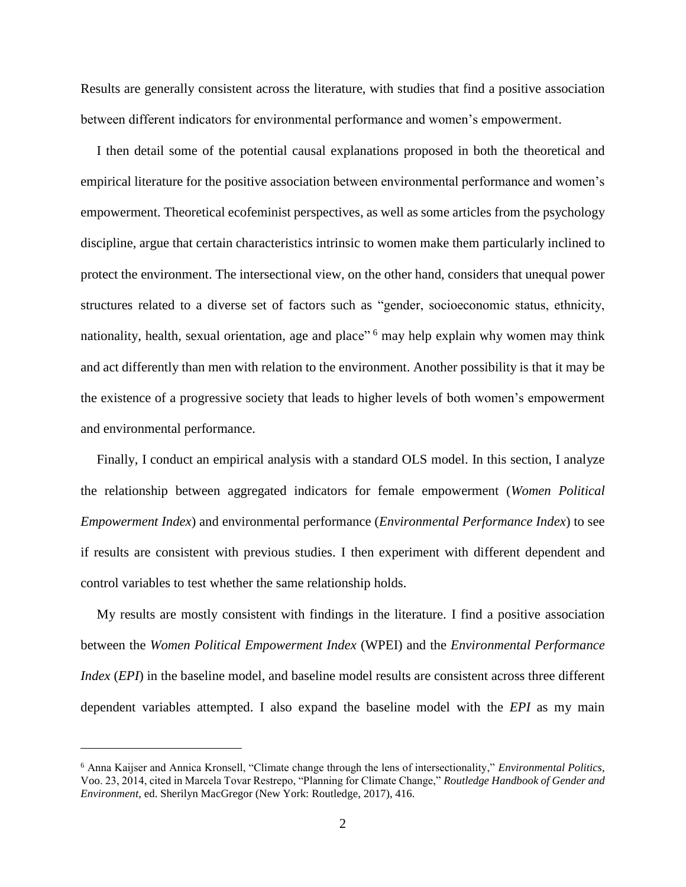Results are generally consistent across the literature, with studies that find a positive association between different indicators for environmental performance and women's empowerment.

I then detail some of the potential causal explanations proposed in both the theoretical and empirical literature for the positive association between environmental performance and women's empowerment. Theoretical ecofeminist perspectives, as well as some articles from the psychology discipline, argue that certain characteristics intrinsic to women make them particularly inclined to protect the environment. The intersectional view, on the other hand, considers that unequal power structures related to a diverse set of factors such as "gender, socioeconomic status, ethnicity, nationality, health, sexual orientation, age and place" [6] may help explain why women may think and act differently than men with relation to the environment. Another possibility is that it may be the existence of a progressive society that leads to higher levels of both women's empowerment and environmental performance.

Finally, I conduct an empirical analysis with a standard OLS model. In this section, I analyze the relationship between aggregated indicators for female empowerment (*Women Political Empowerment Index*) and environmental performance (*Environmental Performance Index*) to see if results are consistent with previous studies. I then experiment with different dependent and control variables to test whether the same relationship holds.

My results are mostly consistent with findings in the literature. I find a positive association between the *Women Political Empowerment Index* (WPEI) and the *Environmental Performance Index* (*EPI*) in the baseline model, and baseline model results are consistent across three different dependent variables attempted. I also expand the baseline model with the *EPI* as my main

---

[6] Anna Kaijser and Annica Kronsell, "Climate change through the lens of intersectionality," *Environmental Politics*, Voo. 23, 2014, cited in Marcela Tovar Restrepo, "Planning for Climate Change," *Routledge Handbook of Gender and Environment*, ed. Sherilyn MacGregor (New York: Routledge, 2017), 416.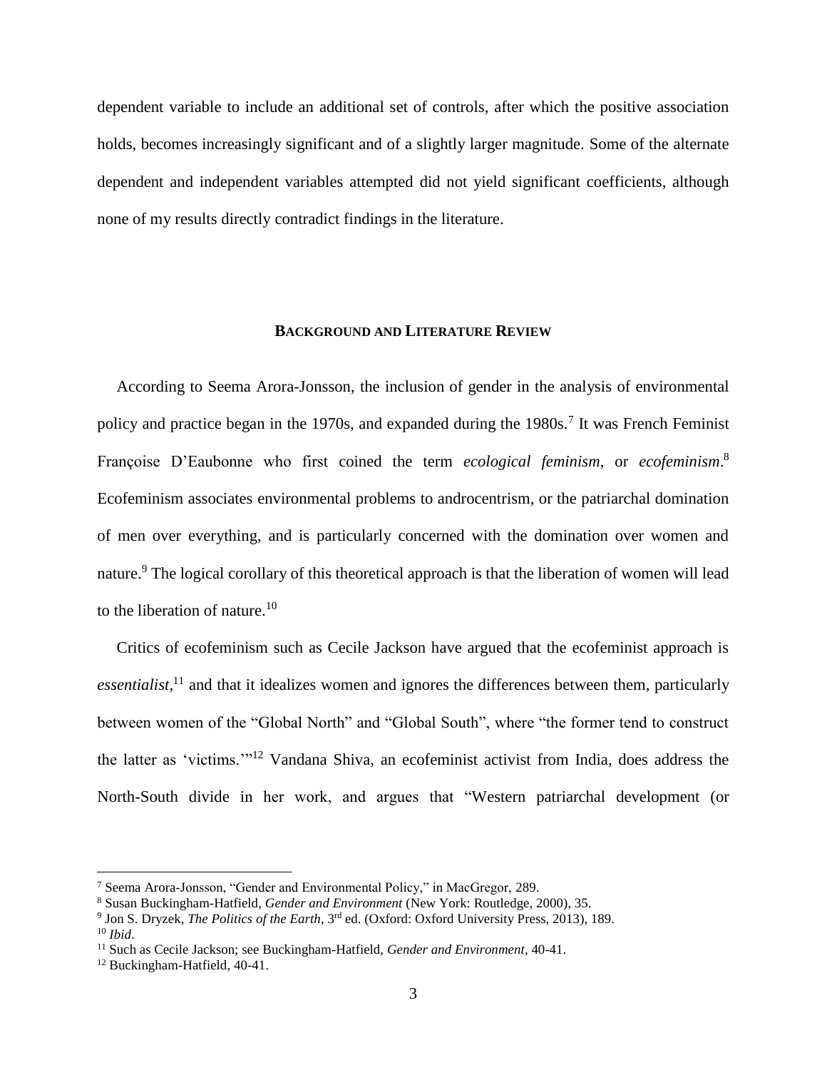dependent variable to include an additional set of controls, after which the positive association holds, becomes increasingly significant and of a slightly larger magnitude. Some of the alternate dependent and independent variables attempted did not yield significant coefficients, although none of my results directly contradict findings in the literature.

## BACKGROUND AND LITERATURE REVIEW

According to Seema Arora-Jonsson, the inclusion of gender in the analysis of environmental policy and practice began in the 1970s, and expanded during the 1980s.[7] It was French Feminist Françoise D'Eaubonne who first coined the term *ecological feminism*, or *ecofeminism*.[8] Ecofeminism associates environmental problems to androcentrism, or the patriarchal domination of men over everything, and is particularly concerned with the domination over women and nature.[9] The logical corollary of this theoretical approach is that the liberation of women will lead to the liberation of nature.[10]

Critics of ecofeminism such as Cecile Jackson have argued that the ecofeminist approach is *essentialist*,[11] and that it idealizes women and ignores the differences between them, particularly between women of the "Global North" and "Global South", where "the former tend to construct the latter as 'victims.'"[12] Vandana Shiva, an ecofeminist activist from India, does address the North-South divide in her work, and argues that "Western patriarchal development (or

---

[7] Seema Arora-Jonsson, "Gender and Environmental Policy," in MacGregor, 289.

[8] Susan Buckingham-Hatfield, *Gender and Environment* (New York: Routledge, 2000), 35.

[9] Jon S. Dryzek, *The Politics of the Earth*, 3rd ed. (Oxford: Oxford University Press, 2013), 189.

[10] *Ibid*.

[11] Such as Cecile Jackson; see Buckingham-Hatfield, *Gender and Environment*, 40-41.

[12] Buckingham-Hatfield, 40-41.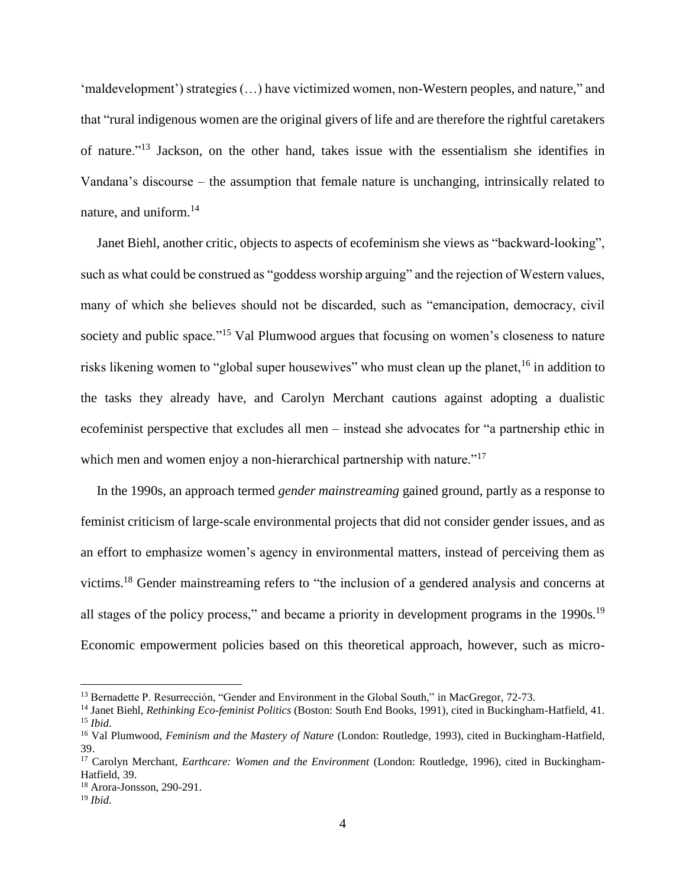'maldevelopment') strategies (…) have victimized women, non-Western peoples, and nature," and that "rural indigenous women are the original givers of life and are therefore the rightful caretakers of nature."[13] Jackson, on the other hand, takes issue with the essentialism she identifies in Vandana's discourse – the assumption that female nature is unchanging, intrinsically related to nature, and uniform.[14]

Janet Biehl, another critic, objects to aspects of ecofeminism she views as "backward-looking", such as what could be construed as "goddess worship arguing" and the rejection of Western values, many of which she believes should not be discarded, such as "emancipation, democracy, civil society and public space."[15] Val Plumwood argues that focusing on women's closeness to nature risks likening women to "global super housewives" who must clean up the planet,[16] in addition to the tasks they already have, and Carolyn Merchant cautions against adopting a dualistic ecofeminist perspective that excludes all men – instead she advocates for "a partnership ethic in which men and women enjoy a non-hierarchical partnership with nature."[17]

In the 1990s, an approach termed *gender mainstreaming* gained ground, partly as a response to feminist criticism of large-scale environmental projects that did not consider gender issues, and as an effort to emphasize women's agency in environmental matters, instead of perceiving them as victims.[18] Gender mainstreaming refers to "the inclusion of a gendered analysis and concerns at all stages of the policy process," and became a priority in development programs in the 1990s.[19] Economic empowerment policies based on this theoretical approach, however, such as micro-

---

[13] Bernadette P. Resurrección, "Gender and Environment in the Global South," in MacGregor, 72-73.

[14] Janet Biehl, *Rethinking Eco-feminist Politics* (Boston: South End Books, 1991), cited in Buckingham-Hatfield, 41.

[15] *Ibid*.

[16] Val Plumwood, *Feminism and the Mastery of Nature* (London: Routledge, 1993), cited in Buckingham-Hatfield, 39.

[17] Carolyn Merchant, *Earthcare: Women and the Environment* (London: Routledge, 1996), cited in Buckingham-Hatfield, 39.

[18] Arora-Jonsson, 290-291.

[19] *Ibid*.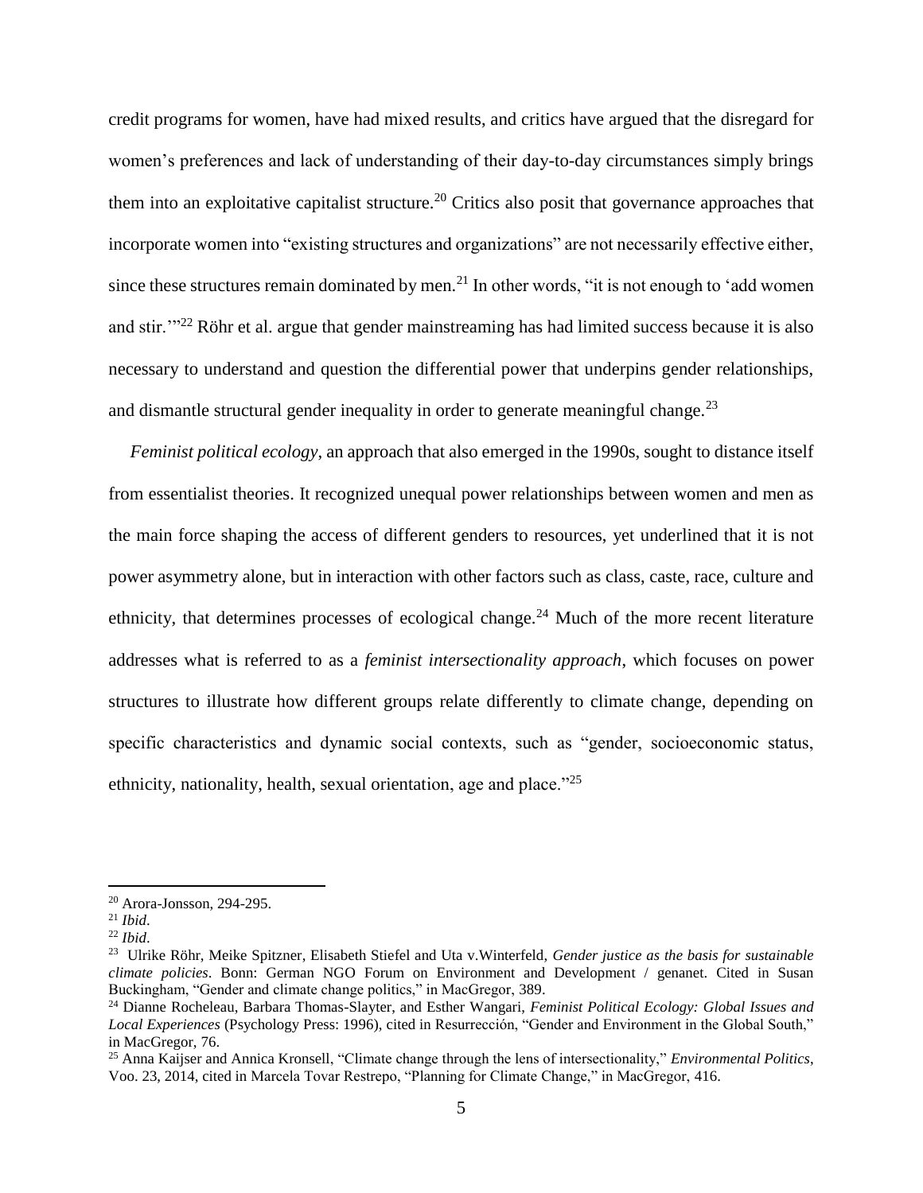credit programs for women, have had mixed results, and critics have argued that the disregard for women's preferences and lack of understanding of their day-to-day circumstances simply brings them into an exploitative capitalist structure.[20] Critics also posit that governance approaches that incorporate women into "existing structures and organizations" are not necessarily effective either, since these structures remain dominated by men.[21] In other words, "it is not enough to 'add women and stir.'"[22] Röhr et al. argue that gender mainstreaming has had limited success because it is also necessary to understand and question the differential power that underpins gender relationships, and dismantle structural gender inequality in order to generate meaningful change.[23]

*Feminist political ecology*, an approach that also emerged in the 1990s, sought to distance itself from essentialist theories. It recognized unequal power relationships between women and men as the main force shaping the access of different genders to resources, yet underlined that it is not power asymmetry alone, but in interaction with other factors such as class, caste, race, culture and ethnicity, that determines processes of ecological change.[24] Much of the more recent literature addresses what is referred to as a *feminist intersectionality approach*, which focuses on power structures to illustrate how different groups relate differently to climate change, depending on specific characteristics and dynamic social contexts, such as "gender, socioeconomic status, ethnicity, nationality, health, sexual orientation, age and place."[25]

---

[20] Arora-Jonsson, 294-295.

[21] *Ibid*.

[22] *Ibid*.

[23] Ulrike Röhr, Meike Spitzner, Elisabeth Stiefel and Uta v.Winterfeld, *Gender justice as the basis for sustainable climate policies*. Bonn: German NGO Forum on Environment and Development / genanet. Cited in Susan Buckingham, "Gender and climate change politics," in MacGregor, 389.

[24] Dianne Rocheleau, Barbara Thomas-Slayter, and Esther Wangari, *Feminist Political Ecology: Global Issues and Local Experiences* (Psychology Press: 1996), cited in Resurrección, "Gender and Environment in the Global South," in MacGregor, 76.

[25] Anna Kaijser and Annica Kronsell, "Climate change through the lens of intersectionality," *Environmental Politics*, Voo. 23, 2014, cited in Marcela Tovar Restrepo, "Planning for Climate Change," in MacGregor, 416.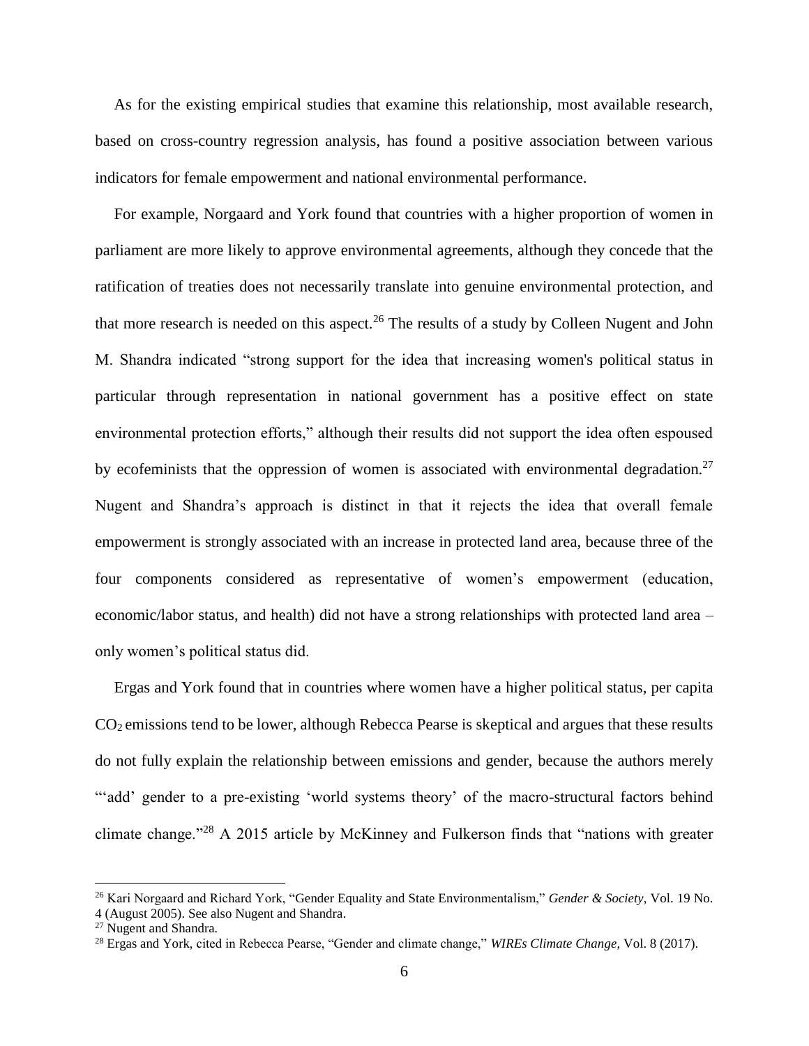As for the existing empirical studies that examine this relationship, most available research, based on cross-country regression analysis, has found a positive association between various indicators for female empowerment and national environmental performance.

For example, Norgaard and York found that countries with a higher proportion of women in parliament are more likely to approve environmental agreements, although they concede that the ratification of treaties does not necessarily translate into genuine environmental protection, and that more research is needed on this aspect.[26] The results of a study by Colleen Nugent and John M. Shandra indicated "strong support for the idea that increasing women's political status in particular through representation in national government has a positive effect on state environmental protection efforts," although their results did not support the idea often espoused by ecofeminists that the oppression of women is associated with environmental degradation.[27] Nugent and Shandra's approach is distinct in that it rejects the idea that overall female empowerment is strongly associated with an increase in protected land area, because three of the four components considered as representative of women's empowerment (education, economic/labor status, and health) did not have a strong relationships with protected land area – only women's political status did.

Ergas and York found that in countries where women have a higher political status, per capita $CO_2$ emissions tend to be lower, although Rebecca Pearse is skeptical and argues that these results do not fully explain the relationship between emissions and gender, because the authors merely "'add' gender to a pre-existing 'world systems theory' of the macro-structural factors behind climate change."[28] A 2015 article by McKinney and Fulkerson finds that "nations with greater

---

[26] Kari Norgaard and Richard York, "Gender Equality and State Environmentalism," *Gender & Society*, Vol. 19 No. 4 (August 2005). See also Nugent and Shandra.

[27] Nugent and Shandra.

[28] Ergas and York, cited in Rebecca Pearse, "Gender and climate change," *WIREs Climate Change*, Vol. 8 (2017).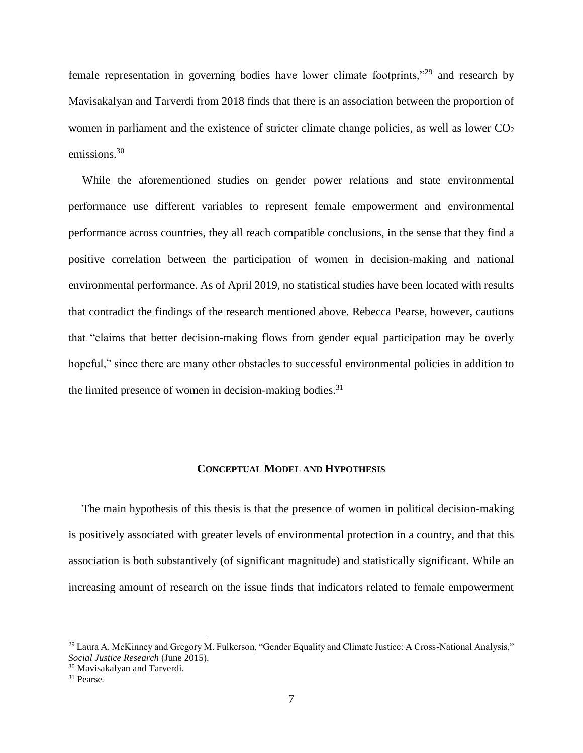female representation in governing bodies have lower climate footprints,"[29] and research by Mavisakalyan and Tarverdi from 2018 finds that there is an association between the proportion of women in parliament and the existence of stricter climate change policies, as well as lower $CO_2$ emissions.[30]

While the aforementioned studies on gender power relations and state environmental performance use different variables to represent female empowerment and environmental performance across countries, they all reach compatible conclusions, in the sense that they find a positive correlation between the participation of women in decision-making and national environmental performance. As of April 2019, no statistical studies have been located with results that contradict the findings of the research mentioned above. Rebecca Pearse, however, cautions that "claims that better decision-making flows from gender equal participation may be overly hopeful," since there are many other obstacles to successful environmental policies in addition to the limited presence of women in decision-making bodies.[31]

## Conceptual Model and Hypothesis

The main hypothesis of this thesis is that the presence of women in political decision-making is positively associated with greater levels of environmental protection in a country, and that this association is both substantively (of significant magnitude) and statistically significant. While an increasing amount of research on the issue finds that indicators related to female empowerment

---

[29] Laura A. McKinney and Gregory M. Fulkerson, "Gender Equality and Climate Justice: A Cross-National Analysis," *Social Justice Research* (June 2015).

[30] Mavisakalyan and Tarverdi.

[31] Pearse.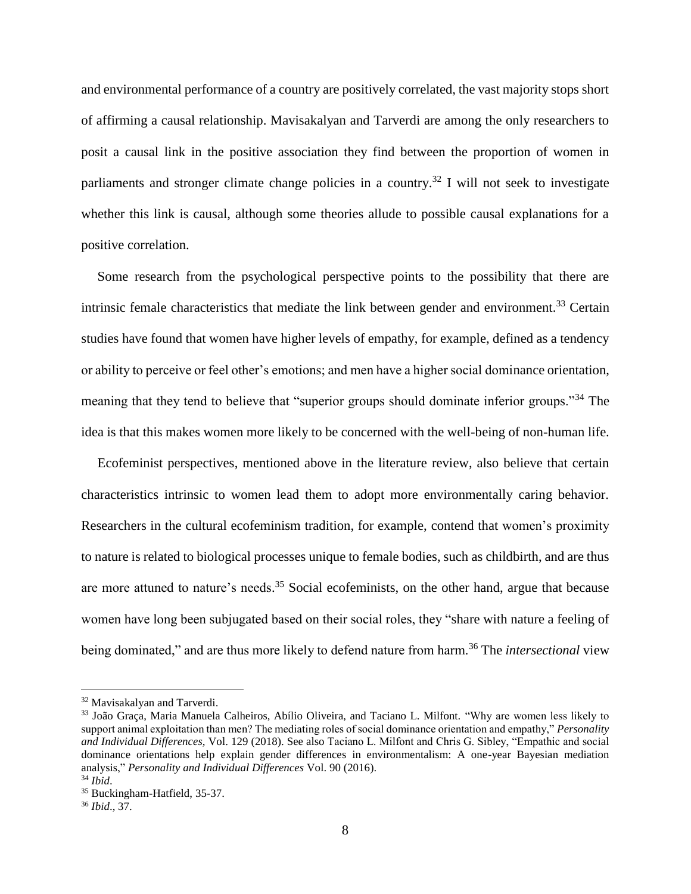and environmental performance of a country are positively correlated, the vast majority stops short of affirming a causal relationship. Mavisakalyan and Tarverdi are among the only researchers to posit a causal link in the positive association they find between the proportion of women in parliaments and stronger climate change policies in a country.[32] I will not seek to investigate whether this link is causal, although some theories allude to possible causal explanations for a positive correlation.

Some research from the psychological perspective points to the possibility that there are intrinsic female characteristics that mediate the link between gender and environment.[33] Certain studies have found that women have higher levels of empathy, for example, defined as a tendency or ability to perceive or feel other's emotions; and men have a higher social dominance orientation, meaning that they tend to believe that "superior groups should dominate inferior groups."[34] The idea is that this makes women more likely to be concerned with the well-being of non-human life.

Ecofeminist perspectives, mentioned above in the literature review, also believe that certain characteristics intrinsic to women lead them to adopt more environmentally caring behavior. Researchers in the cultural ecofeminism tradition, for example, contend that women's proximity to nature is related to biological processes unique to female bodies, such as childbirth, and are thus are more attuned to nature's needs.[35] Social ecofeminists, on the other hand, argue that because women have long been subjugated based on their social roles, they "share with nature a feeling of being dominated," and are thus more likely to defend nature from harm.[36] The *intersectional* view

---

[32] Mavisakalyan and Tarverdi.

[33] João Graça, Maria Manuela Calheiros, Abílio Oliveira, and Taciano L. Milfont. "Why are women less likely to support animal exploitation than men? The mediating roles of social dominance orientation and empathy," *Personality and Individual Differences,* Vol. 129 (2018). See also Taciano L. Milfont and Chris G. Sibley, "Empathic and social dominance orientations help explain gender differences in environmentalism: A one-year Bayesian mediation analysis," *Personality and Individual Differences* Vol. 90 (2016).

[34] *Ibid*.

[35] Buckingham-Hatfield, 35-37.

[36] *Ibid*., 37.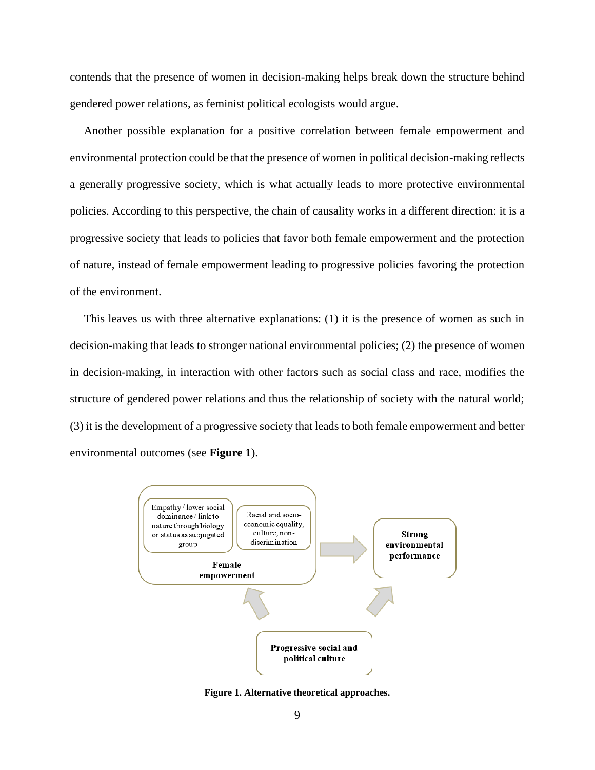contends that the presence of women in decision-making helps break down the structure behind gendered power relations, as feminist political ecologists would argue.

Another possible explanation for a positive correlation between female empowerment and environmental protection could be that the presence of women in political decision-making reflects a generally progressive society, which is what actually leads to more protective environmental policies. According to this perspective, the chain of causality works in a different direction: it is a progressive society that leads to policies that favor both female empowerment and the protection of nature, instead of female empowerment leading to progressive policies favoring the protection of the environment.

This leaves us with three alternative explanations: (1) it is the presence of women as such in decision-making that leads to stronger national environmental policies; (2) the presence of women in decision-making, in interaction with other factors such as social class and race, modifies the structure of gendered power relations and thus the relationship of society with the natural world; (3) it is the development of a progressive society that leads to both female empowerment and better environmental outcomes (see **Figure 1**).

Empathy / lower social dominance / link to nature through biology or status as subjugated group

Racial and socio-economic equality, culture, non-discrimination

**Female empowerment**

**Strong environmental performance**

**Progressive social and political culture**

**Figure 1. Alternative theoretical approaches.**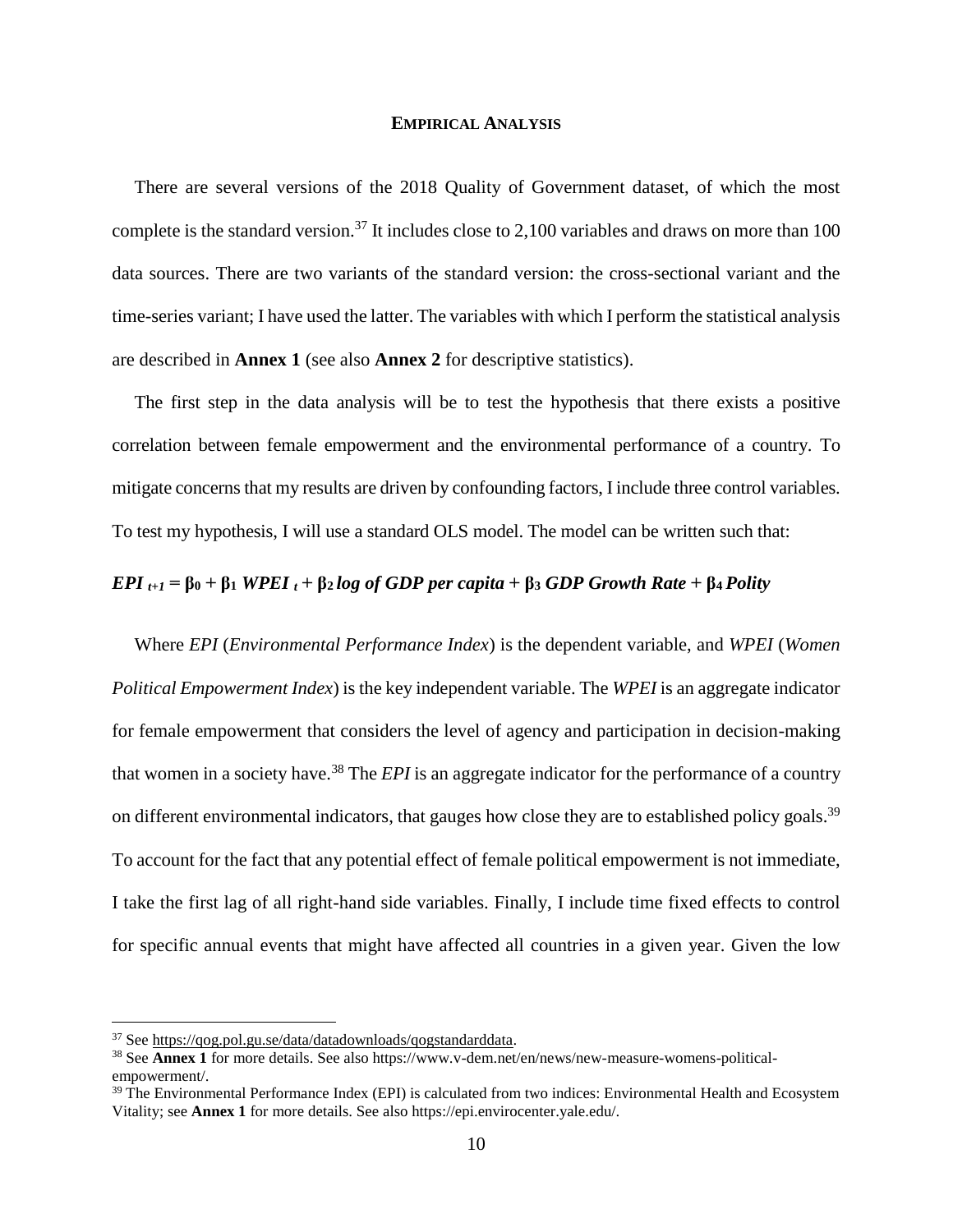## EMPIRICAL ANALYSIS

There are several versions of the 2018 Quality of Government dataset, of which the most complete is the standard version.[37] It includes close to 2,100 variables and draws on more than 100 data sources. There are two variants of the standard version: the cross-sectional variant and the time-series variant; I have used the latter. The variables with which I perform the statistical analysis are described in **Annex 1** (see also **Annex 2** for descriptive statistics).

The first step in the data analysis will be to test the hypothesis that there exists a positive correlation between female empowerment and the environmental performance of a country. To mitigate concerns that my results are driven by confounding factors, I include three control variables. To test my hypothesis, I will use a standard OLS model. The model can be written such that:

$$EPI_{t+1} = \beta_0 + \beta_1\, WPEI_{t} + \beta_2\, \text{log of GDP per capita} + \beta_3\, \text{GDP Growth Rate} + \beta_4\, Polity$$

Where *EPI* (*Environmental Performance Index*) is the dependent variable, and *WPEI* (*Women Political Empowerment Index*) is the key independent variable. The *WPEI* is an aggregate indicator for female empowerment that considers the level of agency and participation in decision-making that women in a society have.[38] The *EPI* is an aggregate indicator for the performance of a country on different environmental indicators, that gauges how close they are to established policy goals.[39] To account for the fact that any potential effect of female political empowerment is not immediate, I take the first lag of all right-hand side variables. Finally, I include time fixed effects to control for specific annual events that might have affected all countries in a given year. Given the low

[37] See https://qog.pol.gu.se/data/datadownloads/qogstandarddata.

[38] See **Annex 1** for more details. See also https://www.v-dem.net/en/news/new-measure-womens-political-empowerment/.

[39] The Environmental Performance Index (EPI) is calculated from two indices: Environmental Health and Ecosystem Vitality; see **Annex 1** for more details. See also https://epi.envirocenter.yale.edu/.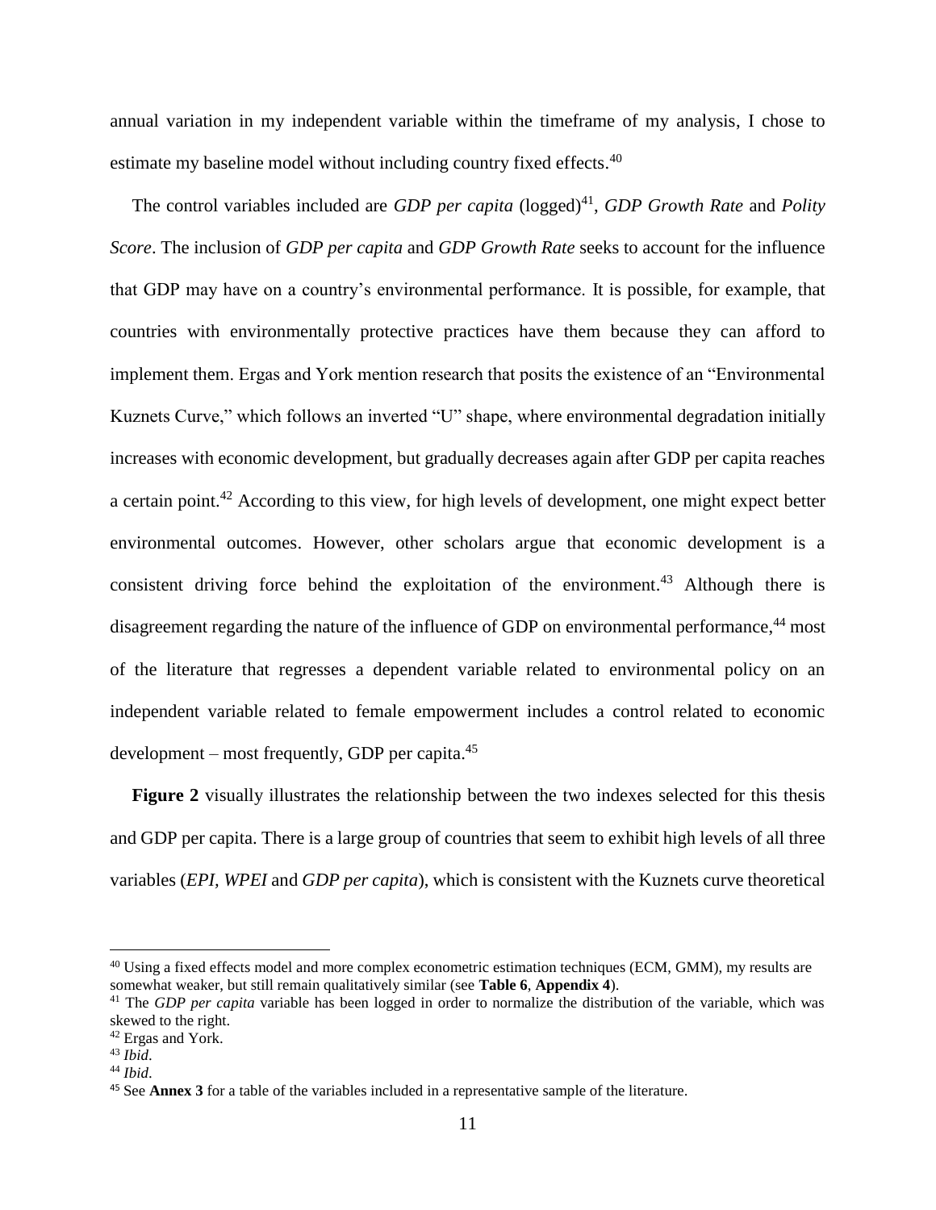annual variation in my independent variable within the timeframe of my analysis, I chose to estimate my baseline model without including country fixed effects.[40]

The control variables included are *GDP per capita* (logged)[41], *GDP Growth Rate* and *Polity Score*. The inclusion of *GDP per capita* and *GDP Growth Rate* seeks to account for the influence that GDP may have on a country's environmental performance. It is possible, for example, that countries with environmentally protective practices have them because they can afford to implement them. Ergas and York mention research that posits the existence of an "Environmental Kuznets Curve," which follows an inverted "U" shape, where environmental degradation initially increases with economic development, but gradually decreases again after GDP per capita reaches a certain point.[42] According to this view, for high levels of development, one might expect better environmental outcomes. However, other scholars argue that economic development is a consistent driving force behind the exploitation of the environment.[43] Although there is disagreement regarding the nature of the influence of GDP on environmental performance,[44] most of the literature that regresses a dependent variable related to environmental policy on an independent variable related to female empowerment includes a control related to economic development – most frequently, GDP per capita.[45]

**Figure 2** visually illustrates the relationship between the two indexes selected for this thesis and GDP per capita. There is a large group of countries that seem to exhibit high levels of all three variables (*EPI, WPEI* and *GDP per capita*), which is consistent with the Kuznets curve theoretical

---

[40] Using a fixed effects model and more complex econometric estimation techniques (ECM, GMM), my results are somewhat weaker, but still remain qualitatively similar (see **Table 6**, **Appendix 4**).

[41] The *GDP per capita* variable has been logged in order to normalize the distribution of the variable, which was skewed to the right.

[42] Ergas and York.

[43] *Ibid*.

[44] *Ibid*.

[45] See **Annex 3** for a table of the variables included in a representative sample of the literature.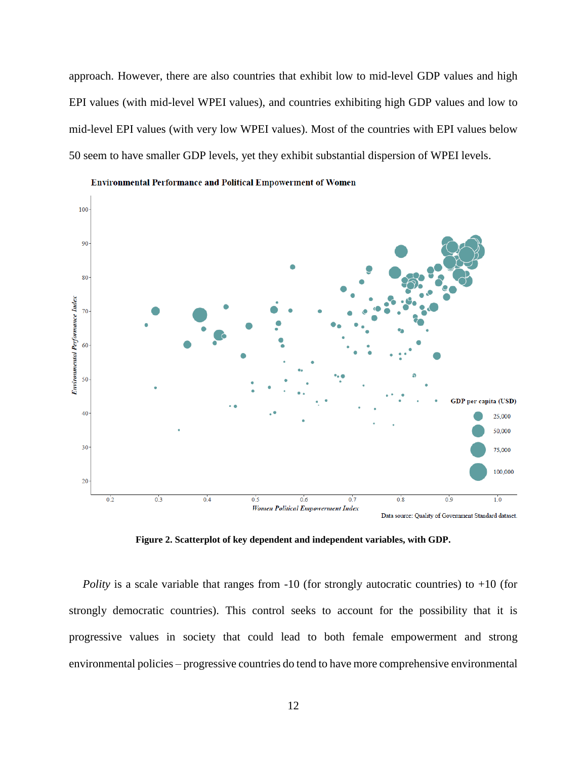approach. However, there are also countries that exhibit low to mid-level GDP values and high EPI values (with mid-level WPEI values), and countries exhibiting high GDP values and low to mid-level EPI values (with very low WPEI values). Most of the countries with EPI values below 50 seem to have smaller GDP levels, yet they exhibit substantial dispersion of WPEI levels.

**Figure 2. Scatterplot of key dependent and independent variables, with GDP.**

*Polity* is a scale variable that ranges from -10 (for strongly autocratic countries) to +10 (for strongly democratic countries). This control seeks to account for the possibility that it is progressive values in society that could lead to both female empowerment and strong environmental policies – progressive countries do tend to have more comprehensive environmental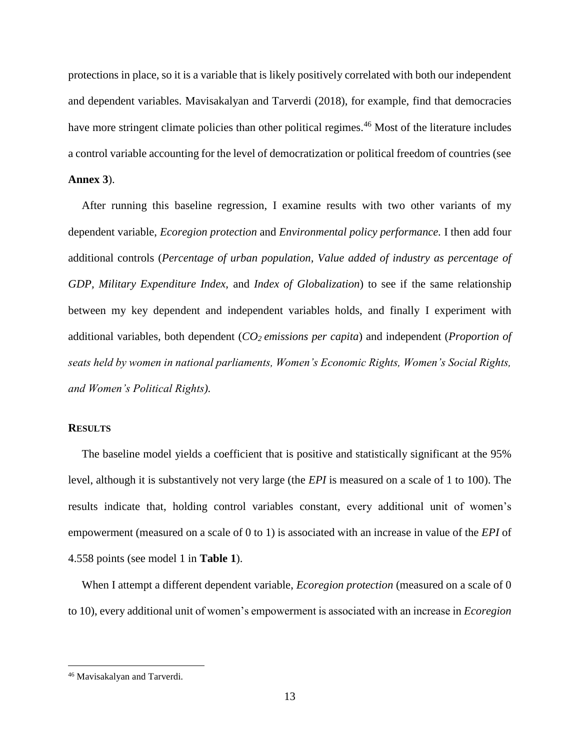protections in place, so it is a variable that is likely positively correlated with both our independent and dependent variables. Mavisakalyan and Tarverdi (2018), for example, find that democracies have more stringent climate policies than other political regimes.[46] Most of the literature includes a control variable accounting for the level of democratization or political freedom of countries (see **Annex 3**).

After running this baseline regression, I examine results with two other variants of my dependent variable, *Ecoregion protection* and *Environmental policy performance.* I then add four additional controls (*Percentage of urban population, Value added of industry as percentage of GDP, Military Expenditure Index,* and *Index of Globalization*) to see if the same relationship between my key dependent and independent variables holds, and finally I experiment with additional variables, both dependent (*$CO_2$ emissions per capita*) and independent (*Proportion of seats held by women in national parliaments, Women's Economic Rights, Women's Social Rights, and Women's Political Rights).*

## RESULTS

The baseline model yields a coefficient that is positive and statistically significant at the 95% level, although it is substantively not very large (the *EPI* is measured on a scale of 1 to 100). The results indicate that, holding control variables constant, every additional unit of women's empowerment (measured on a scale of 0 to 1) is associated with an increase in value of the *EPI* of 4.558 points (see model 1 in **Table 1**).

When I attempt a different dependent variable, *Ecoregion protection* (measured on a scale of 0 to 10), every additional unit of women's empowerment is associated with an increase in *Ecoregion*

---

[46] Mavisakalyan and Tarverdi.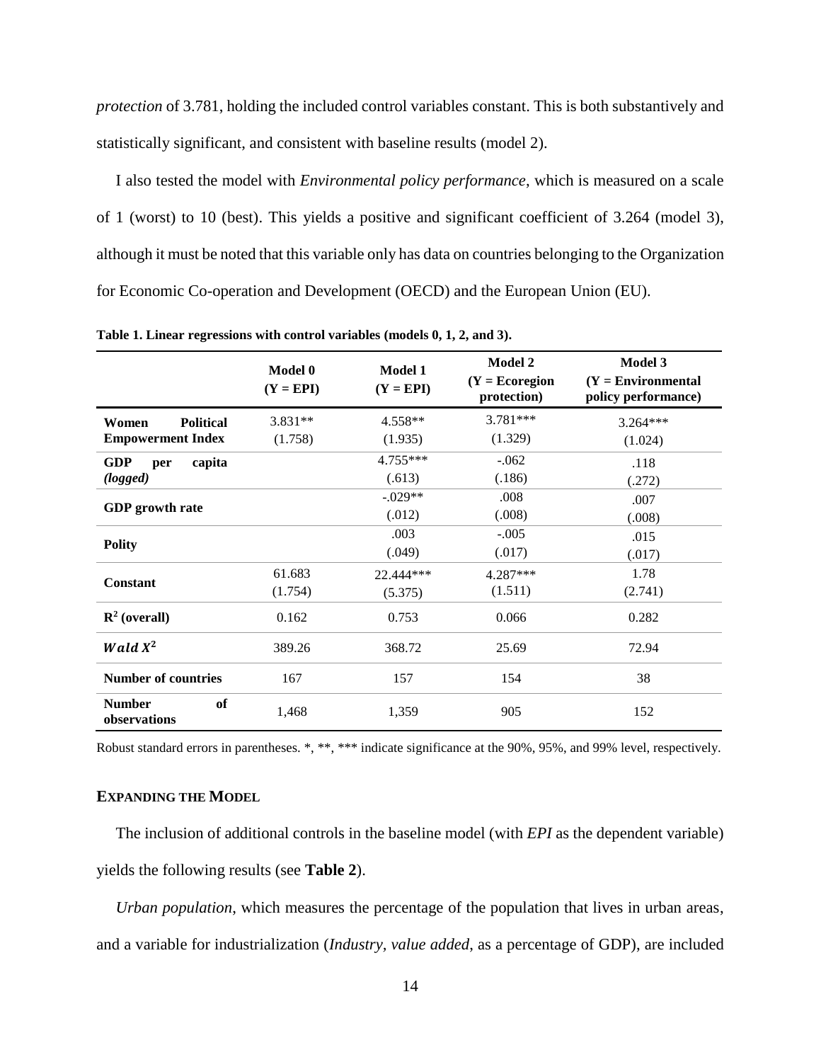*protection* of 3.781, holding the included control variables constant. This is both substantively and statistically significant, and consistent with baseline results (model 2).

I also tested the model with *Environmental policy performance*, which is measured on a scale of 1 (worst) to 10 (best). This yields a positive and significant coefficient of 3.264 (model 3), although it must be noted that this variable only has data on countries belonging to the Organization for Economic Co-operation and Development (OECD) and the European Union (EU).

**Table 1. Linear regressions with control variables (models 0, 1, 2, and 3).**

| | Model 0 (Y = EPI) | Model 1 (Y = EPI) | Model 2 (Y = Ecoregion protection) | Model 3 (Y = Environmental policy performance) |
|---|---|---|---|---|
| **Women Political Empowerment Index** | 3.831** (1.758) | 4.558** (1.935) | 3.781*** (1.329) | 3.264*** (1.024) |
| **GDP per capita *(logged)*** | | 4.755*** (.613) | -.062 (.186) | .118 (.272) |
| **GDP growth rate** | | -.029** (.012) | .008 (.008) | .007 (.008) |
| **Polity** | | .003 (.049) | -.005 (.017) | .015 (.017) |
| **Constant** | 61.683 (1.754) | 22.444*** (5.375) | 4.287*** (1.511) | 1.78 (2.741) |
| **$R^2$ (overall)** | 0.162 | 0.753 | 0.066 | 0.282 |
| **$Wald\ X^2$** | 389.26 | 368.72 | 25.69 | 72.94 |
| **Number of countries** | 167 | 157 | 154 | 38 |
| **Number of observations** | 1,468 | 1,359 | 905 | 152 |

Robust standard errors in parentheses. *, **, *** indicate significance at the 90%, 95%, and 99% level, respectively.

### EXPANDING THE MODEL

The inclusion of additional controls in the baseline model (with *EPI* as the dependent variable) yields the following results (see **Table 2**).

*Urban population*, which measures the percentage of the population that lives in urban areas, and a variable for industrialization (*Industry, value added*, as a percentage of GDP), are included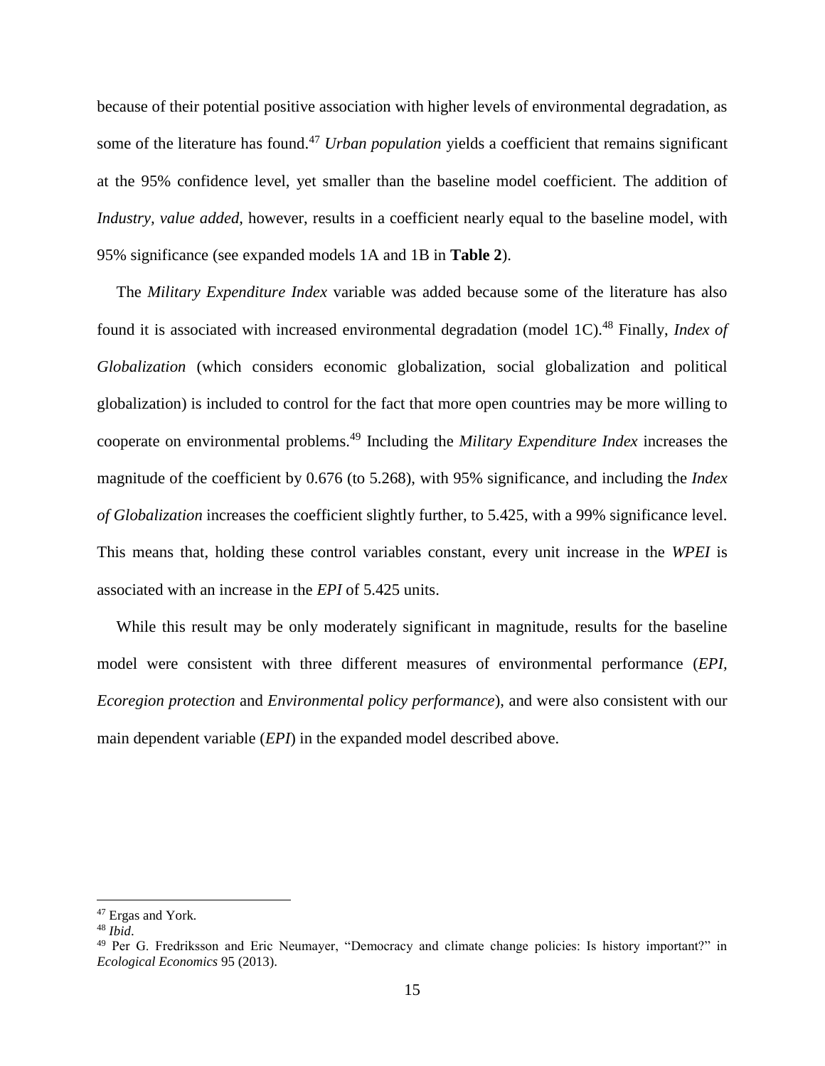because of their potential positive association with higher levels of environmental degradation, as some of the literature has found.[47] *Urban population* yields a coefficient that remains significant at the 95% confidence level, yet smaller than the baseline model coefficient. The addition of *Industry, value added*, however, results in a coefficient nearly equal to the baseline model, with 95% significance (see expanded models 1A and 1B in **Table 2**).

The *Military Expenditure Index* variable was added because some of the literature has also found it is associated with increased environmental degradation (model 1C).[48] Finally, *Index of Globalization* (which considers economic globalization, social globalization and political globalization) is included to control for the fact that more open countries may be more willing to cooperate on environmental problems.[49] Including the *Military Expenditure Index* increases the magnitude of the coefficient by 0.676 (to 5.268), with 95% significance, and including the *Index of Globalization* increases the coefficient slightly further, to 5.425, with a 99% significance level. This means that, holding these control variables constant, every unit increase in the *WPEI* is associated with an increase in the *EPI* of 5.425 units.

While this result may be only moderately significant in magnitude, results for the baseline model were consistent with three different measures of environmental performance (*EPI*, *Ecoregion protection* and *Environmental policy performance*), and were also consistent with our main dependent variable (*EPI*) in the expanded model described above.

---

[47] Ergas and York.

[48] *Ibid*.

[49] Per G. Fredriksson and Eric Neumayer, "Democracy and climate change policies: Is history important?" in *Ecological Economics* 95 (2013).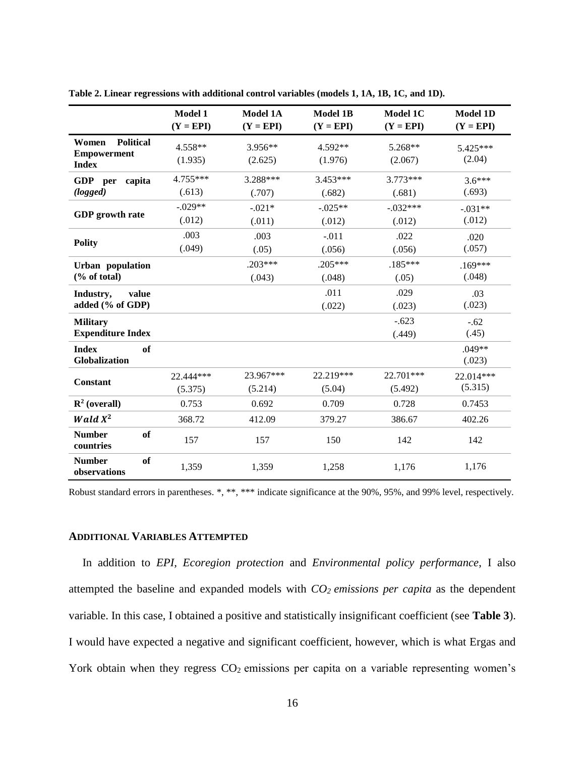**Table 2. Linear regressions with additional control variables (models 1, 1A, 1B, 1C, and 1D).**

| | Model 1 (Y = EPI) | Model 1A (Y = EPI) | Model 1B (Y = EPI) | Model 1C (Y = EPI) | Model 1D (Y = EPI) |
|---|---|---|---|---|---|
| **Women Political Empowerment Index** | 4.558** (1.935) | 3.956** (2.625) | 4.592** (1.976) | 5.268** (2.067) | 5.425*** (2.04) |
| **GDP per capita *(logged)*** | 4.755*** (.613) | 3.288*** (.707) | 3.453*** (.682) | 3.773*** (.681) | 3.6*** (.693) |
| **GDP growth rate** | -.029** (.012) | -.021* (.011) | -.025** (.012) | -.032*** (.012) | -.031** (.012) |
| **Polity** | .003 (.049) | .003 (.05) | -.011 (.056) | .022 (.056) | .020 (.057) |
| **Urban population (% of total)** | | .203*** (.043) | .205*** (.048) | .185*** (.05) | .169*** (.048) |
| **Industry, value added (% of GDP)** | | | .011 (.022) | .029 (.023) | .03 (.023) |
| **Military Expenditure Index** | | | | -.623 (.449) | -.62 (.45) |
| **Index of Globalization** | | | | | .049** (.023) |
| **Constant** | 22.444*** (5.375) | 23.967*** (5.214) | 22.219*** (5.04) | 22.701*** (5.492) | 22.014*** (5.315) |
| **$R^2$ (overall)** | 0.753 | 0.692 | 0.709 | 0.728 | 0.7453 |
| **$Wald\ X^2$** | 368.72 | 412.09 | 379.27 | 386.67 | 402.26 |
| **Number of countries** | 157 | 157 | 150 | 142 | 142 |
| **Number of observations** | 1,359 | 1,359 | 1,258 | 1,176 | 1,176 |

Robust standard errors in parentheses. *, **, *** indicate significance at the 90%, 95%, and 99% level, respectively.

### ADDITIONAL VARIABLES ATTEMPTED

In addition to *EPI*, *Ecoregion protection* and *Environmental policy performance*, I also attempted the baseline and expanded models with *$CO_2$ emissions per capita* as the dependent variable. In this case, I obtained a positive and statistically insignificant coefficient (see **Table 3**). I would have expected a negative and significant coefficient, however, which is what Ergas and York obtain when they regress $CO_2$ emissions per capita on a variable representing women's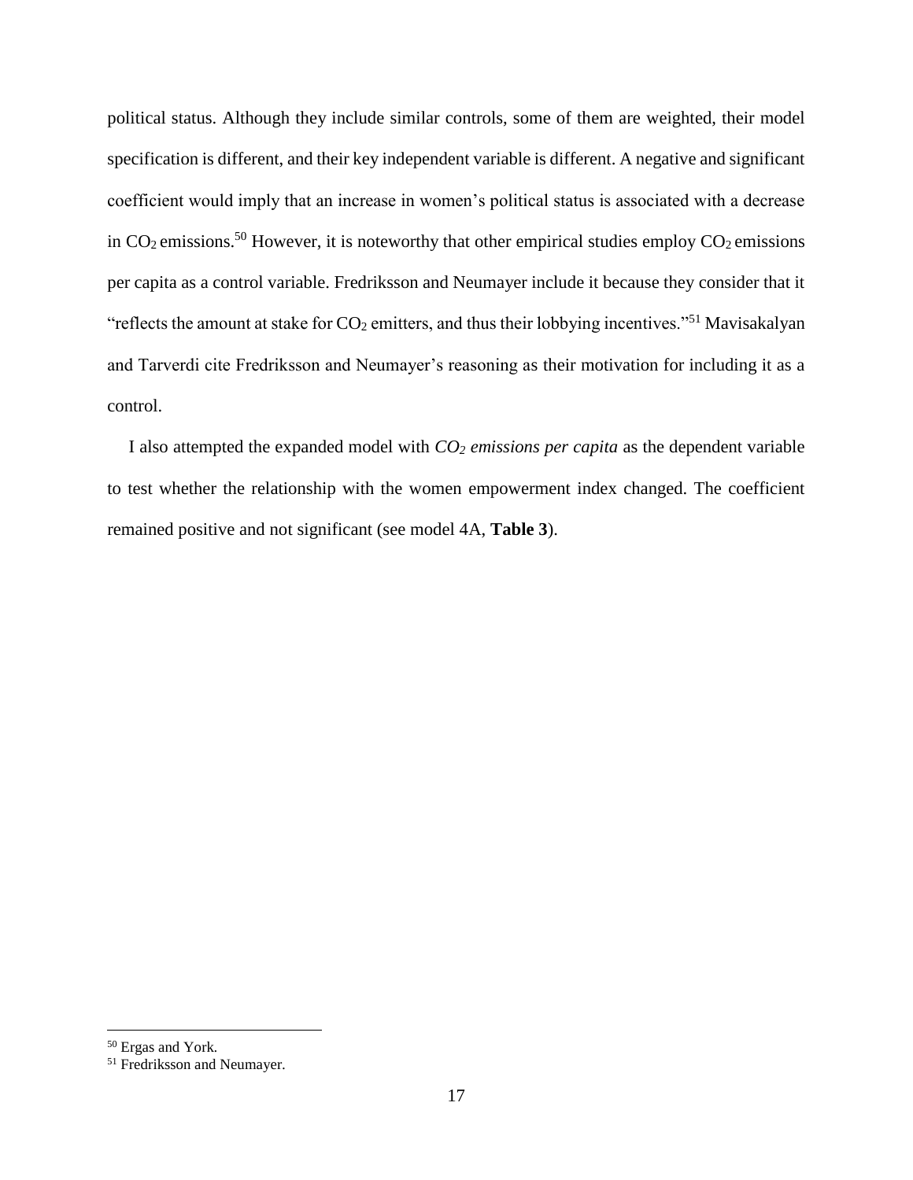political status. Although they include similar controls, some of them are weighted, their model specification is different, and their key independent variable is different. A negative and significant coefficient would imply that an increase in women's political status is associated with a decrease in $CO_2$ emissions.[50] However, it is noteworthy that other empirical studies employ $CO_2$ emissions per capita as a control variable. Fredriksson and Neumayer include it because they consider that it "reflects the amount at stake for $CO_2$ emitters, and thus their lobbying incentives."[51] Mavisakalyan and Tarverdi cite Fredriksson and Neumayer's reasoning as their motivation for including it as a control.

I also attempted the expanded model with *$CO_2$ emissions per capita* as the dependent variable to test whether the relationship with the women empowerment index changed. The coefficient remained positive and not significant (see model 4A, **Table 3**).

[50] Ergas and York.

[51] Fredriksson and Neumayer.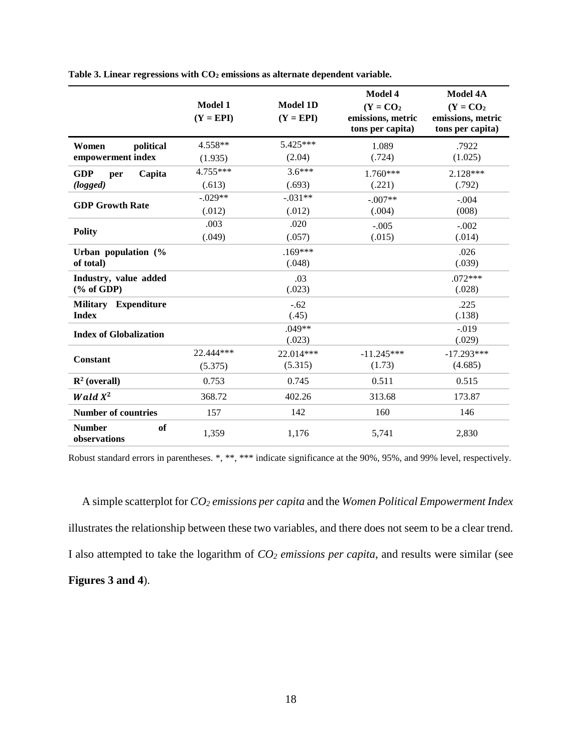**Table 3. Linear regressions with $CO_2$ emissions as alternate dependent variable.**

| | Model 1 (Y = EPI) | Model 1D (Y = EPI) | Model 4 (Y = $CO_2$ emissions, metric tons per capita) | Model 4A (Y = $CO_2$ emissions, metric tons per capita) |
|---|---|---|---|---|
| **Women political empowerment index** | 4.558** (1.935) | 5.425*** (2.04) | 1.089 (.724) | .7922 (1.025) |
| **GDP per Capita *(logged)*** | 4.755*** (.613) | 3.6*** (.693) | 1.760*** (.221) | 2.128*** (.792) |
| **GDP Growth Rate** | -.029** (.012) | -.031** (.012) | -.007** (.004) | -.004 (008) |
| **Polity** | .003 (.049) | .020 (.057) | -.005 (.015) | -.002 (.014) |
| **Urban population (% of total)** | | .169*** (.048) | | .026 (.039) |
| **Industry, value added (% of GDP)** | | .03 (.023) | | .072*** (.028) |
| **Military Expenditure Index** | | -.62 (.45) | | .225 (.138) |
| **Index of Globalization** | | .049** (.023) | | -.019 (.029) |
| **Constant** | 22.444*** (5.375) | 22.014*** (5.315) | -11.245*** (1.73) | -17.293*** (4.685) |
| **$R^2$ (overall)** | 0.753 | 0.745 | 0.511 | 0.515 |
| **$Wald\ X^2$** | 368.72 | 402.26 | 313.68 | 173.87 |
| **Number of countries** | 157 | 142 | 160 | 146 |
| **Number of observations** | 1,359 | 1,176 | 5,741 | 2,830 |

Robust standard errors in parentheses. *, **, *** indicate significance at the 90%, 95%, and 99% level, respectively.

A simple scatterplot for *$CO_2$ emissions per capita* and the *Women Political Empowerment Index* illustrates the relationship between these two variables, and there does not seem to be a clear trend. I also attempted to take the logarithm of *$CO_2$ emissions per capita*, and results were similar (see **Figures 3 and 4**).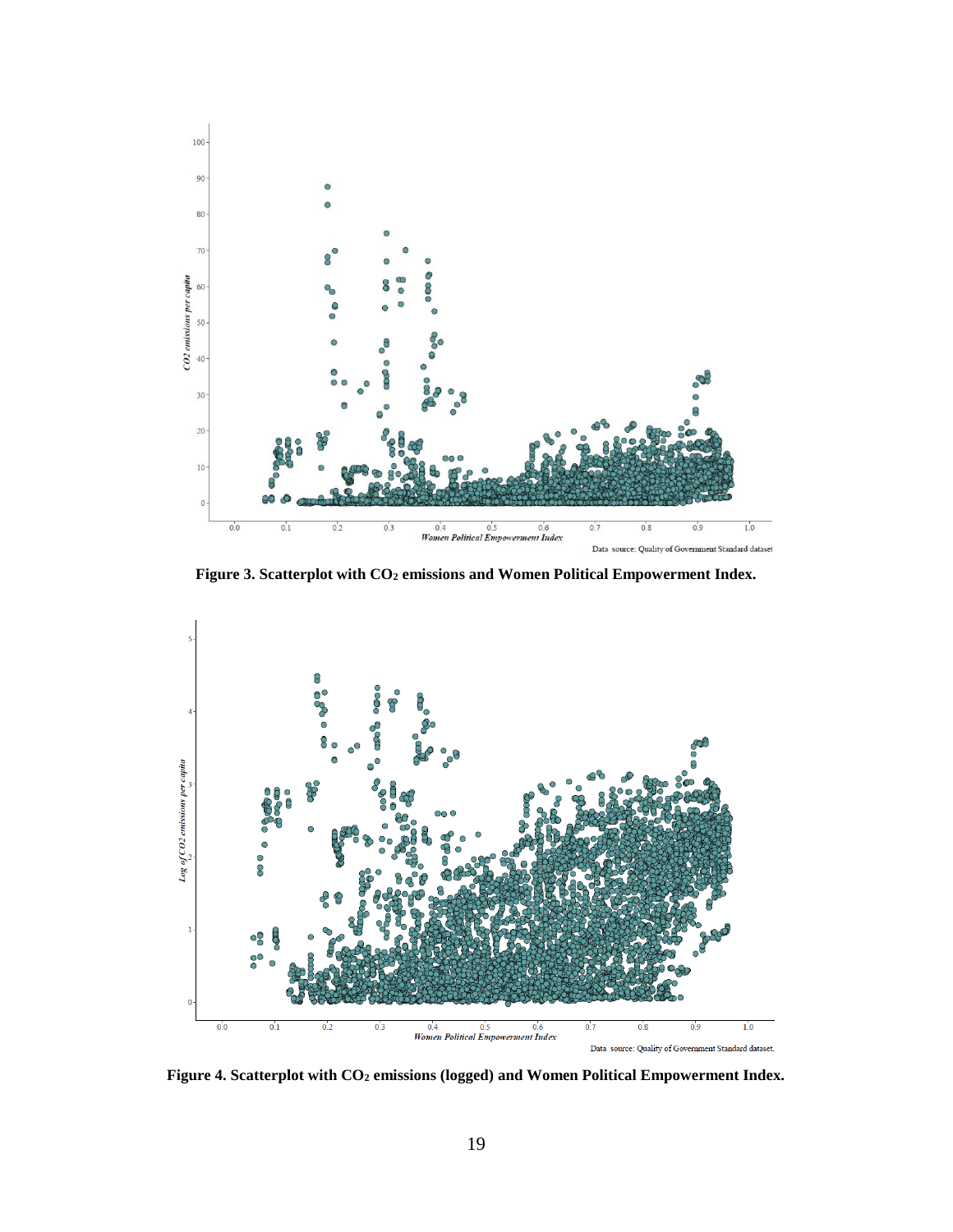Figure 3. Scatterplot with $CO_2$ emissions and Women Political Empowerment Index.

Figure 4. Scatterplot with $CO_2$ emissions (logged) and Women Political Empowerment Index.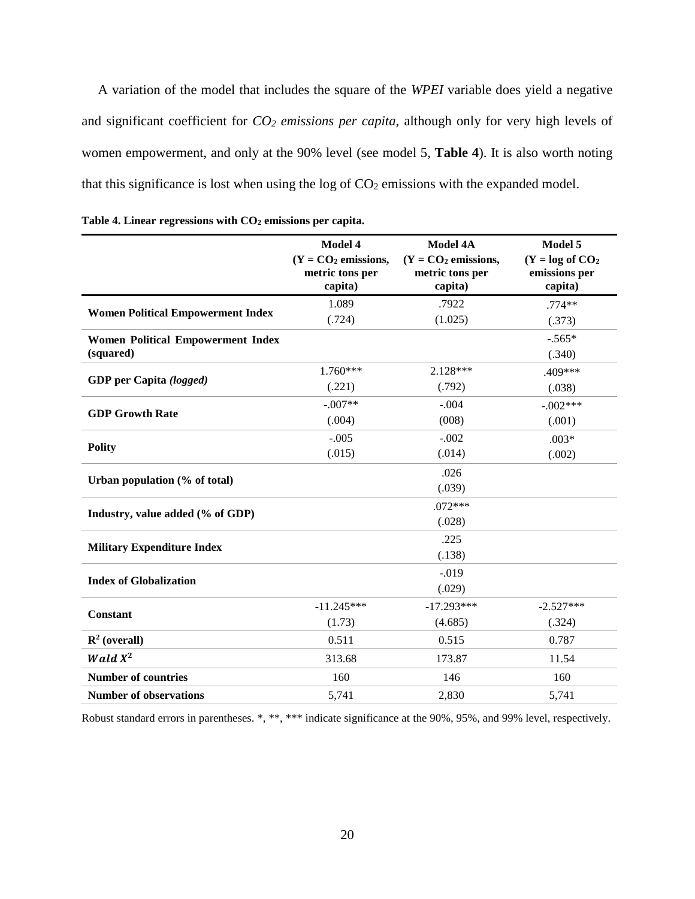A variation of the model that includes the square of the *WPEI* variable does yield a negative and significant coefficient for *$CO_2$ emissions per capita*, although only for very high levels of women empowerment, and only at the 90% level (see model 5, **Table 4**). It is also worth noting that this significance is lost when using the log of $CO_2$ emissions with the expanded model.

**Table 4. Linear regressions with $CO_2$ emissions per capita.**

| | Model 4 ($Y = CO_2$ emissions, metric tons per capita) | Model 4A ($Y = CO_2$ emissions, metric tons per capita) | Model 5 ($Y = \log$ of $CO_2$ emissions per capita) |
|---|---|---|---|
| **Women Political Empowerment Index** | 1.089 (.724) | .7922 (1.025) | .774** (.373) |
| **Women Political Empowerment Index (squared)** | | | -.565* (.340) |
| **GDP per Capita *(logged)*** | 1.760*** (.221) | 2.128*** (.792) | .409*** (.038) |
| **GDP Growth Rate** | -.007** (.004) | -.004 (008) | -.002*** (.001) |
| **Polity** | -.005 (.015) | -.002 (.014) | .003* (.002) |
| **Urban population (% of total)** | | .026 (.039) | |
| **Industry, value added (% of GDP)** | | .072*** (.028) | |
| **Military Expenditure Index** | | .225 (.138) | |
| **Index of Globalization** | | -.019 (.029) | |
| **Constant** | -11.245*** (1.73) | -17.293*** (4.685) | -2.527*** (.324) |
| **$R^2$ (overall)** | 0.511 | 0.515 | 0.787 |
| **$Wald\ X^2$** | 313.68 | 173.87 | 11.54 |
| **Number of countries** | 160 | 146 | 160 |
| **Number of observations** | 5,741 | 2,830 | 5,741 |

Robust standard errors in parentheses. *, **, *** indicate significance at the 90%, 95%, and 99% level, respectively.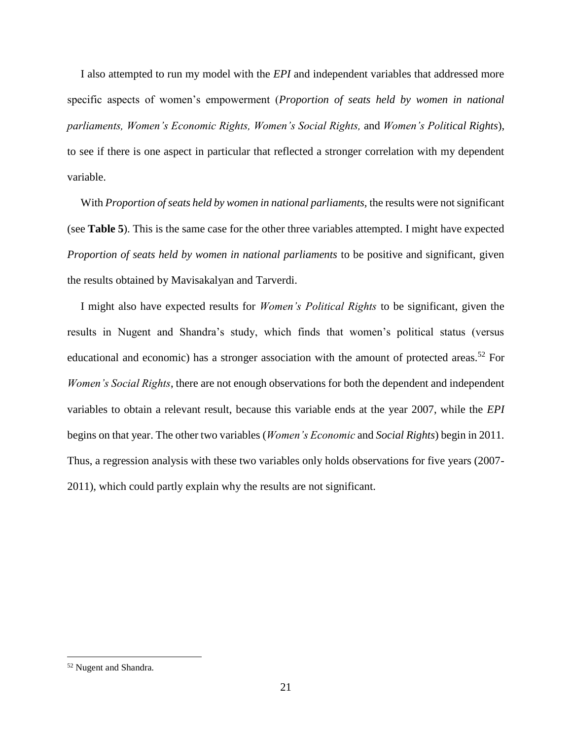I also attempted to run my model with the *EPI* and independent variables that addressed more specific aspects of women's empowerment (*Proportion of seats held by women in national parliaments, Women's Economic Rights, Women's Social Rights,* and *Women's Political Rights*), to see if there is one aspect in particular that reflected a stronger correlation with my dependent variable.

With *Proportion of seats held by women in national parliaments*, the results were not significant (see **Table 5**). This is the same case for the other three variables attempted. I might have expected *Proportion of seats held by women in national parliaments* to be positive and significant, given the results obtained by Mavisakalyan and Tarverdi.

I might also have expected results for *Women's Political Rights* to be significant, given the results in Nugent and Shandra's study, which finds that women's political status (versus educational and economic) has a stronger association with the amount of protected areas.[52] For *Women's Social Rights*, there are not enough observations for both the dependent and independent variables to obtain a relevant result, because this variable ends at the year 2007, while the *EPI* begins on that year. The other two variables (*Women's Economic* and *Social Rights*) begin in 2011. Thus, a regression analysis with these two variables only holds observations for five years (2007-2011), which could partly explain why the results are not significant.

---

[52] Nugent and Shandra.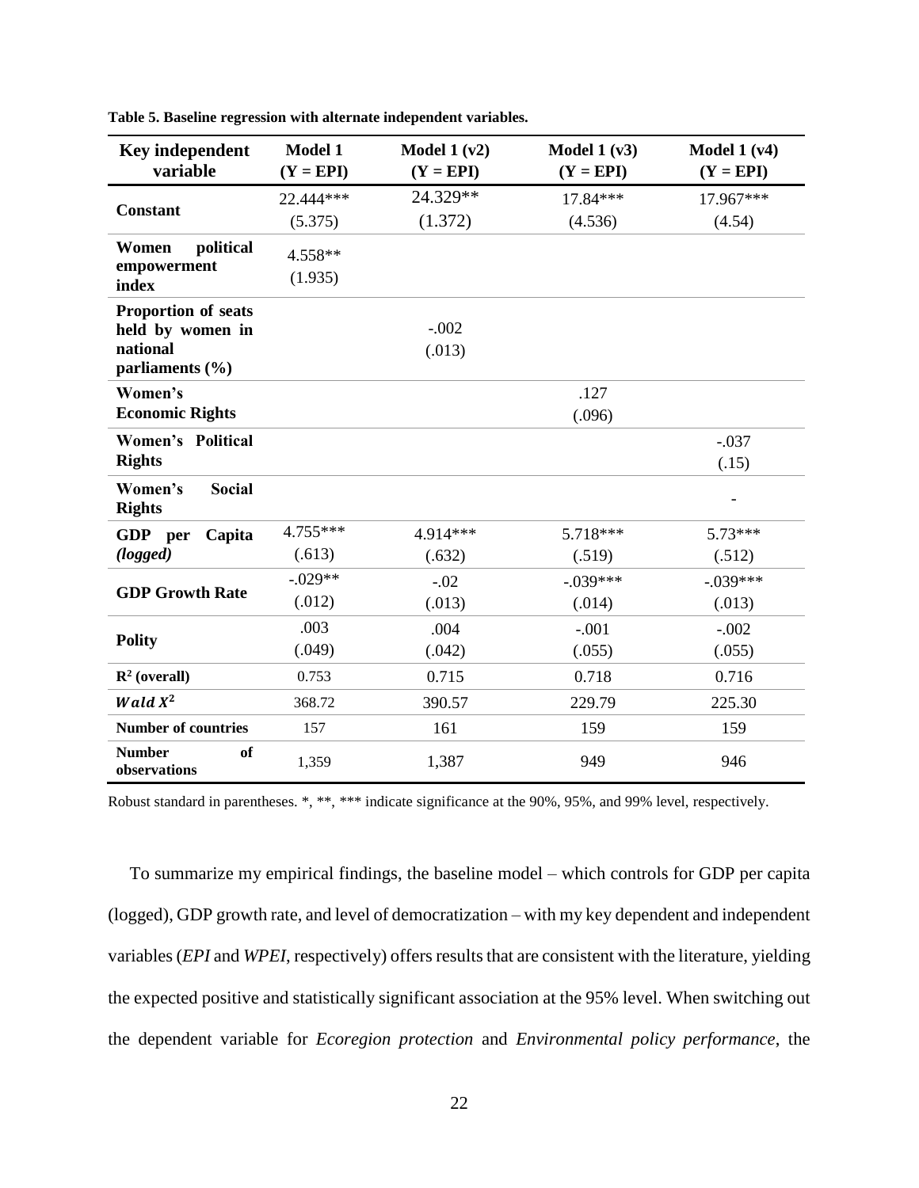**Table 5. Baseline regression with alternate independent variables.**

| Key independent variable | Model 1 (Y = EPI) | Model 1 (v2) (Y = EPI) | Model 1 (v3) (Y = EPI) | Model 1 (v4) (Y = EPI) |
|---|---|---|---|---|
| **Constant** | 22.444*** (5.375) | 24.329** (1.372) | 17.84*** (4.536) | 17.967*** (4.54) |
| **Women political empowerment index** | 4.558** (1.935) | | | |
| **Proportion of seats held by women in national parliaments (%)** | | -.002 (.013) | | |
| **Women's Economic Rights** | | | .127 (.096) | |
| **Women's Political Rights** | | | | -.037 (.15) |
| **Women's Social Rights** | | | | - |
| **GDP per Capita *(logged)*** | 4.755*** (.613) | 4.914*** (.632) | 5.718*** (.519) | 5.73*** (.512) |
| **GDP Growth Rate** | -.029** (.012) | -.02 (.013) | -.039*** (.014) | -.039*** (.013) |
| **Polity** | .003 (.049) | .004 (.042) | -.001 (.055) | -.002 (.055) |
| **$R^2$ (overall)** | 0.753 | 0.715 | 0.718 | 0.716 |
| ***Wald*** $X^2$ | 368.72 | 390.57 | 229.79 | 225.30 |
| **Number of countries** | 157 | 161 | 159 | 159 |
| **Number of observations** | 1,359 | 1,387 | 949 | 946 |

Robust standard in parentheses. *, **, *** indicate significance at the 90%, 95%, and 99% level, respectively.

To summarize my empirical findings, the baseline model – which controls for GDP per capita (logged), GDP growth rate, and level of democratization – with my key dependent and independent variables (*EPI* and *WPEI*, respectively) offers results that are consistent with the literature, yielding the expected positive and statistically significant association at the 95% level. When switching out the dependent variable for *Ecoregion protection* and *Environmental policy performance*, the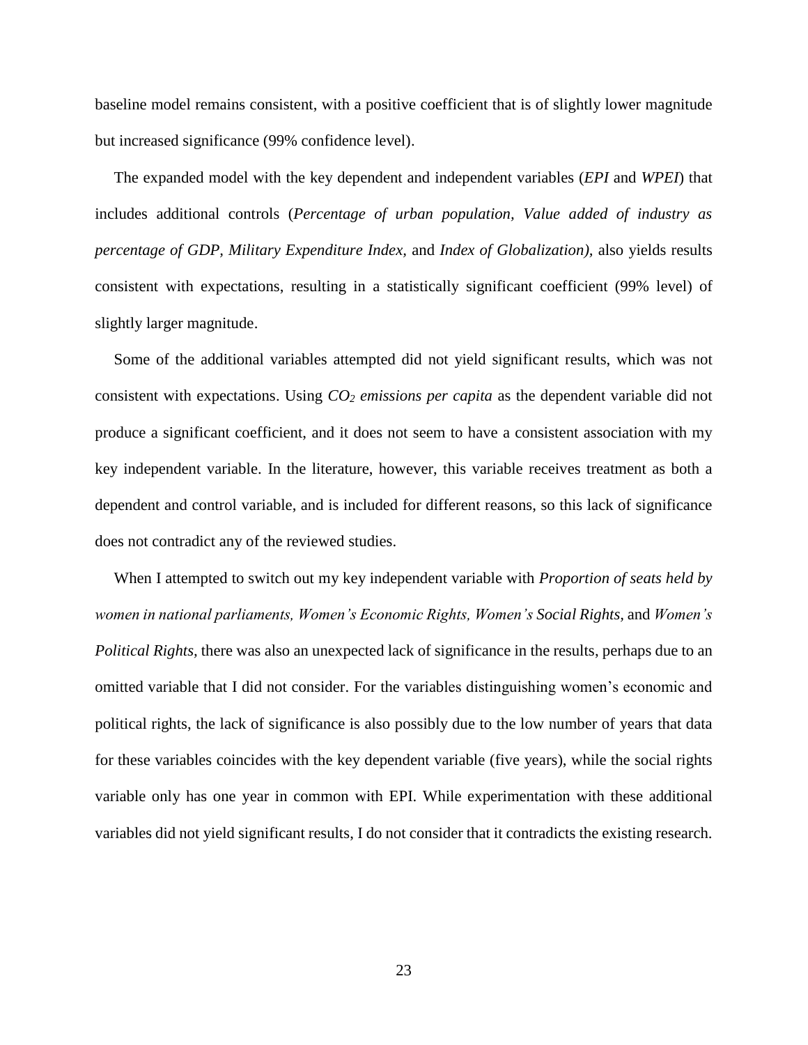baseline model remains consistent, with a positive coefficient that is of slightly lower magnitude but increased significance (99% confidence level).

The expanded model with the key dependent and independent variables (*EPI* and *WPEI*) that includes additional controls (*Percentage of urban population, Value added of industry as percentage of GDP, Military Expenditure Index,* and *Index of Globalization),* also yields results consistent with expectations, resulting in a statistically significant coefficient (99% level) of slightly larger magnitude.

Some of the additional variables attempted did not yield significant results, which was not consistent with expectations. Using *$CO_2$ emissions per capita* as the dependent variable did not produce a significant coefficient, and it does not seem to have a consistent association with my key independent variable. In the literature, however, this variable receives treatment as both a dependent and control variable, and is included for different reasons, so this lack of significance does not contradict any of the reviewed studies.

When I attempted to switch out my key independent variable with *Proportion of seats held by women in national parliaments, Women's Economic Rights, Women's Social Rights,* and *Women's Political Rights,* there was also an unexpected lack of significance in the results, perhaps due to an omitted variable that I did not consider. For the variables distinguishing women's economic and political rights, the lack of significance is also possibly due to the low number of years that data for these variables coincides with the key dependent variable (five years), while the social rights variable only has one year in common with EPI. While experimentation with these additional variables did not yield significant results, I do not consider that it contradicts the existing research.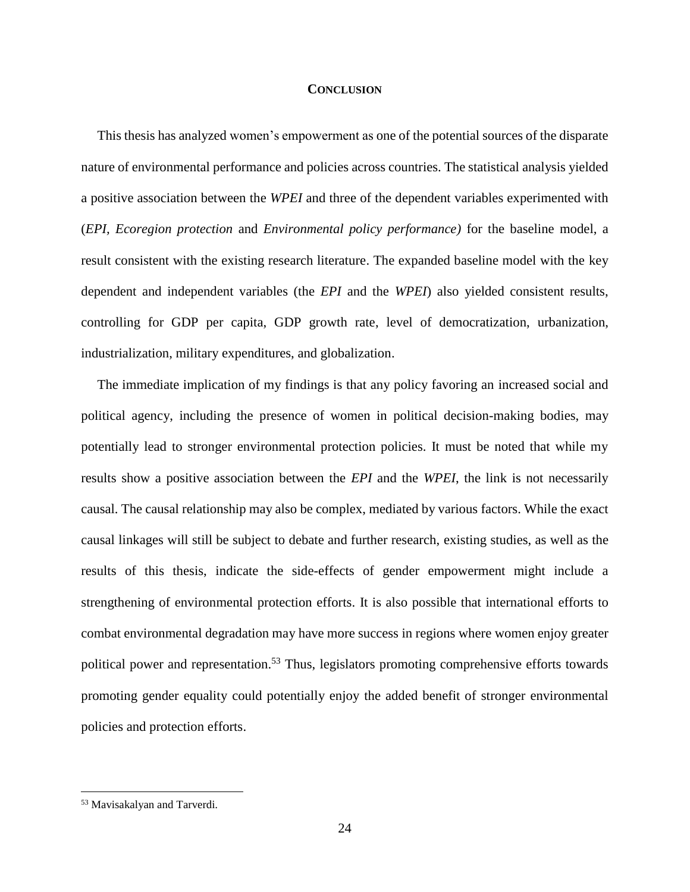# Conclusion

This thesis has analyzed women's empowerment as one of the potential sources of the disparate nature of environmental performance and policies across countries. The statistical analysis yielded a positive association between the *WPEI* and three of the dependent variables experimented with (*EPI, Ecoregion protection* and *Environmental policy performance)* for the baseline model, a result consistent with the existing research literature. The expanded baseline model with the key dependent and independent variables (the *EPI* and the *WPEI*) also yielded consistent results, controlling for GDP per capita, GDP growth rate, level of democratization, urbanization, industrialization, military expenditures, and globalization.

The immediate implication of my findings is that any policy favoring an increased social and political agency, including the presence of women in political decision-making bodies, may potentially lead to stronger environmental protection policies. It must be noted that while my results show a positive association between the *EPI* and the *WPEI*, the link is not necessarily causal. The causal relationship may also be complex, mediated by various factors. While the exact causal linkages will still be subject to debate and further research, existing studies, as well as the results of this thesis, indicate the side-effects of gender empowerment might include a strengthening of environmental protection efforts. It is also possible that international efforts to combat environmental degradation may have more success in regions where women enjoy greater political power and representation.[53] Thus, legislators promoting comprehensive efforts towards promoting gender equality could potentially enjoy the added benefit of stronger environmental policies and protection efforts.

---

[53] Mavisakalyan and Tarverdi.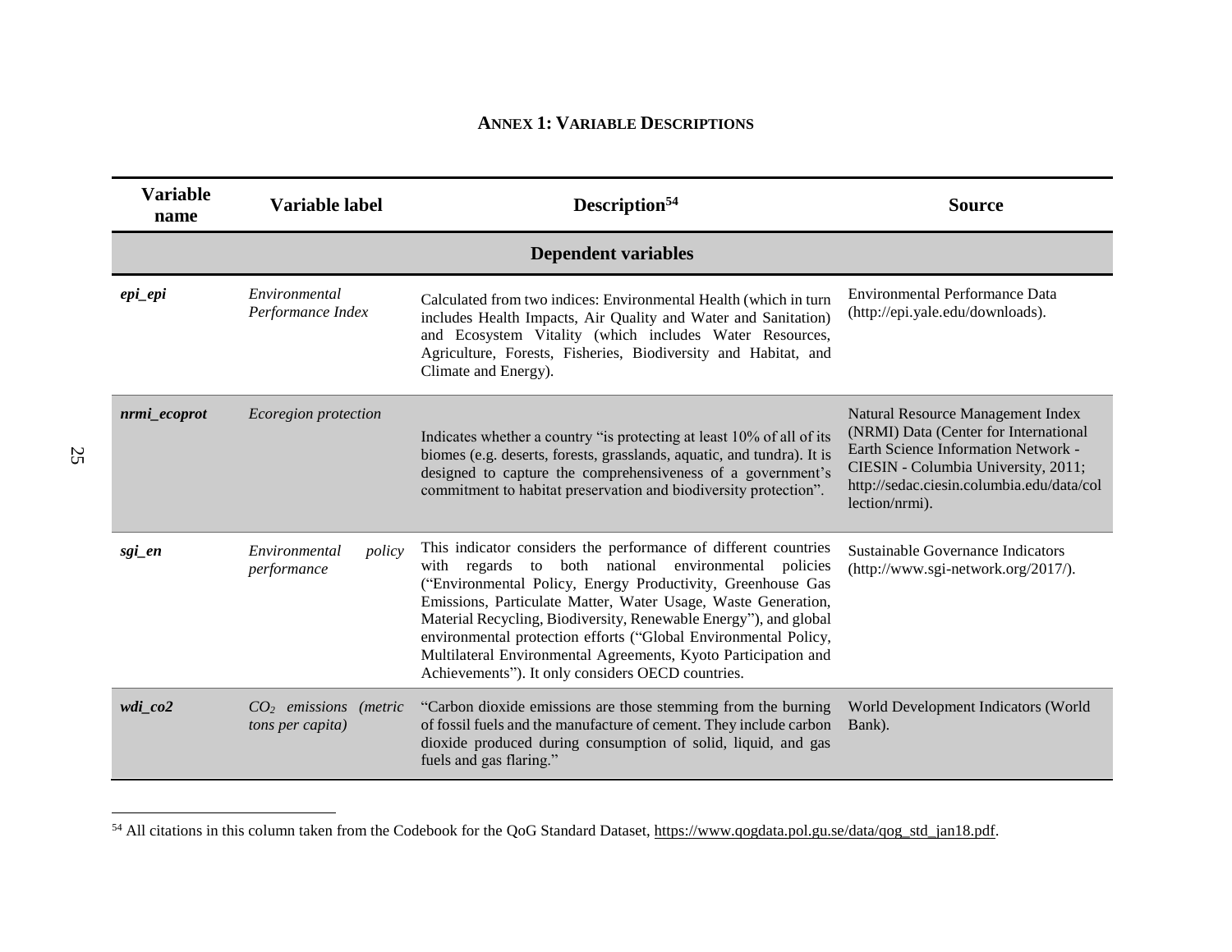## ANNEX 1: VARIABLE DESCRIPTIONS

| Variable name | Variable label | Description[54] | Source |
|---|---|---|---|
| **Dependent variables** | | | |
| ***epi_epi*** | *Environmental Performance Index* | Calculated from two indices: Environmental Health (which in turn includes Health Impacts, Air Quality and Water and Sanitation) and Ecosystem Vitality (which includes Water Resources, Agriculture, Forests, Fisheries, Biodiversity and Habitat, and Climate and Energy). | Environmental Performance Data (http://epi.yale.edu/downloads). |
| ***nrmi_ecoprot*** | *Ecoregion protection* | Indicates whether a country "is protecting at least 10% of all of its biomes (e.g. deserts, forests, grasslands, aquatic, and tundra). It is designed to capture the comprehensiveness of a government's commitment to habitat preservation and biodiversity protection". | Natural Resource Management Index (NRMI) Data (Center for International Earth Science Information Network - CIESIN - Columbia University, 2011; http://sedac.ciesin.columbia.edu/data/collection/nrmi). |
| ***sgi_en*** | *Environmental policy performance* | This indicator considers the performance of different countries with regards to both national environmental policies ("Environmental Policy, Energy Productivity, Greenhouse Gas Emissions, Particulate Matter, Water Usage, Waste Generation, Material Recycling, Biodiversity, Renewable Energy"), and global environmental protection efforts ("Global Environmental Policy, Multilateral Environmental Agreements, Kyoto Participation and Achievements"). It only considers OECD countries. | Sustainable Governance Indicators (http://www.sgi-network.org/2017/). |
| ***wdi_co2*** | *$CO_2$ emissions (metric tons per capita)* | "Carbon dioxide emissions are those stemming from the burning of fossil fuels and the manufacture of cement. They include carbon dioxide produced during consumption of solid, liquid, and gas fuels and gas flaring." | World Development Indicators (World Bank). |

[54] All citations in this column taken from the Codebook for the QoG Standard Dataset, https://www.qogdata.pol.gu.se/data/qog_std_jan18.pdf.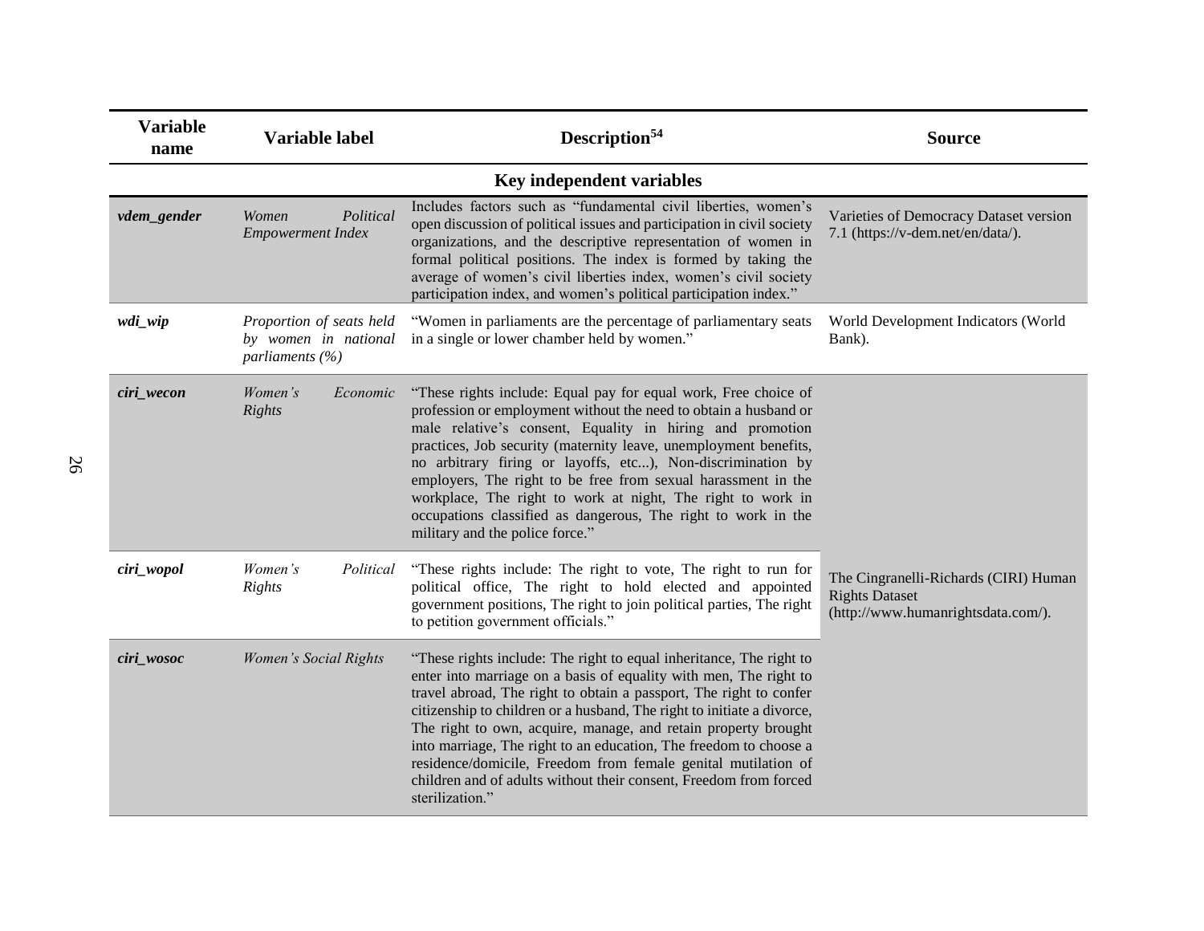| Variable name | Variable label | Description[54] | Source |
|---|---|---|---|
| **Key independent variables** | | | |
| ***vdem_gender*** | *Women Political Empowerment Index* | Includes factors such as "fundamental civil liberties, women's open discussion of political issues and participation in civil society organizations, and the descriptive representation of women in formal political positions. The index is formed by taking the average of women's civil liberties index, women's civil society participation index, and women's political participation index." | Varieties of Democracy Dataset version 7.1 (https://v-dem.net/en/data/). |
| ***wdi_wip*** | *Proportion of seats held by women in national parliaments (%)* | "Women in parliaments are the percentage of parliamentary seats in a single or lower chamber held by women." | World Development Indicators (World Bank). |
| ***ciri_wecon*** | *Women's Economic Rights* | "These rights include: Equal pay for equal work, Free choice of profession or employment without the need to obtain a husband or male relative's consent, Equality in hiring and promotion practices, Job security (maternity leave, unemployment benefits, no arbitrary firing or layoffs, etc...), Non-discrimination by employers, The right to be free from sexual harassment in the workplace, The right to work at night, The right to work in occupations classified as dangerous, The right to work in the military and the police force." | The Cingranelli-Richards (CIRI) Human Rights Dataset (http://www.humanrightsdata.com/). |
| ***ciri_wopol*** | *Women's Political Rights* | "These rights include: The right to vote, The right to run for political office, The right to hold elected and appointed government positions, The right to join political parties, The right to petition government officials." | The Cingranelli-Richards (CIRI) Human Rights Dataset (http://www.humanrightsdata.com/). |
| ***ciri_wosoc*** | *Women's Social Rights* | "These rights include: The right to equal inheritance, The right to enter into marriage on a basis of equality with men, The right to travel abroad, The right to obtain a passport, The right to confer citizenship to children or a husband, The right to initiate a divorce, The right to own, acquire, manage, and retain property brought into marriage, The right to an education, The freedom to choose a residence/domicile, Freedom from female genital mutilation of children and of adults without their consent, Freedom from forced sterilization." | The Cingranelli-Richards (CIRI) Human Rights Dataset (http://www.humanrightsdata.com/). |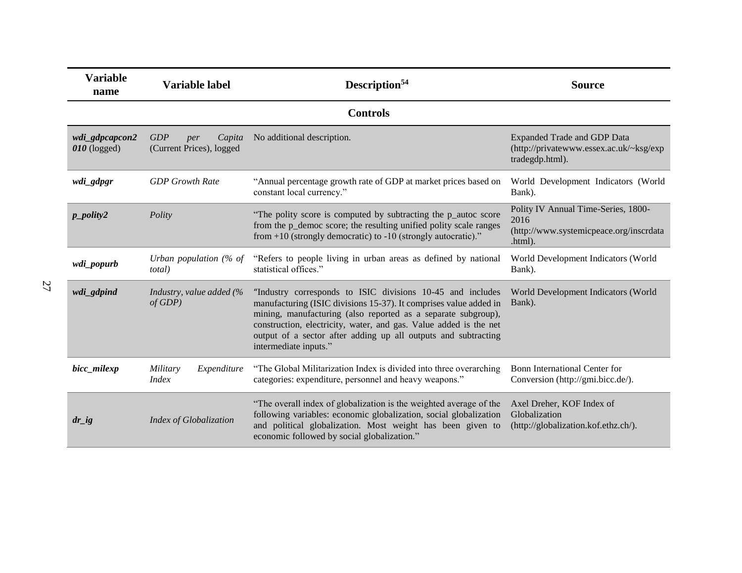| Variable name | Variable label | Description[54] | Source |
|---|---|---|---|
| **Controls** | | | |
| ***wdi_gdpcapcon2010*** (logged) | *GDP per Capita* (Current Prices), logged | No additional description. | Expanded Trade and GDP Data (http://privatewww.essex.ac.uk/~ksg/exptradegdp.html). |
| ***wdi_gdpgr*** | *GDP Growth Rate* | "Annual percentage growth rate of GDP at market prices based on constant local currency." | World Development Indicators (World Bank). |
| ***p_polity2*** | *Polity* | "The polity score is computed by subtracting the p_autoc score from the p_democ score; the resulting unified polity scale ranges from +10 (strongly democratic) to -10 (strongly autocratic)." | Polity IV Annual Time-Series, 1800-2016 (http://www.systemicpeace.org/inscrdata.html). |
| ***wdi_popurb*** | *Urban population (% of total)* | "Refers to people living in urban areas as defined by national statistical offices." | World Development Indicators (World Bank). |
| ***wdi_gdpind*** | *Industry, value added (% of GDP)* | "Industry corresponds to ISIC divisions 10-45 and includes manufacturing (ISIC divisions 15-37). It comprises value added in mining, manufacturing (also reported as a separate subgroup), construction, electricity, water, and gas. Value added is the net output of a sector after adding up all outputs and subtracting intermediate inputs." | World Development Indicators (World Bank). |
| ***bicc_milexp*** | *Military Expenditure Index* | "The Global Militarization Index is divided into three overarching categories: expenditure, personnel and heavy weapons." | Bonn International Center for Conversion (http://gmi.bicc.de/). |
| ***dr_ig*** | *Index of Globalization* | "The overall index of globalization is the weighted average of the following variables: economic globalization, social globalization and political globalization. Most weight has been given to economic followed by social globalization." | Axel Dreher, KOF Index of Globalization (http://globalization.kof.ethz.ch/). |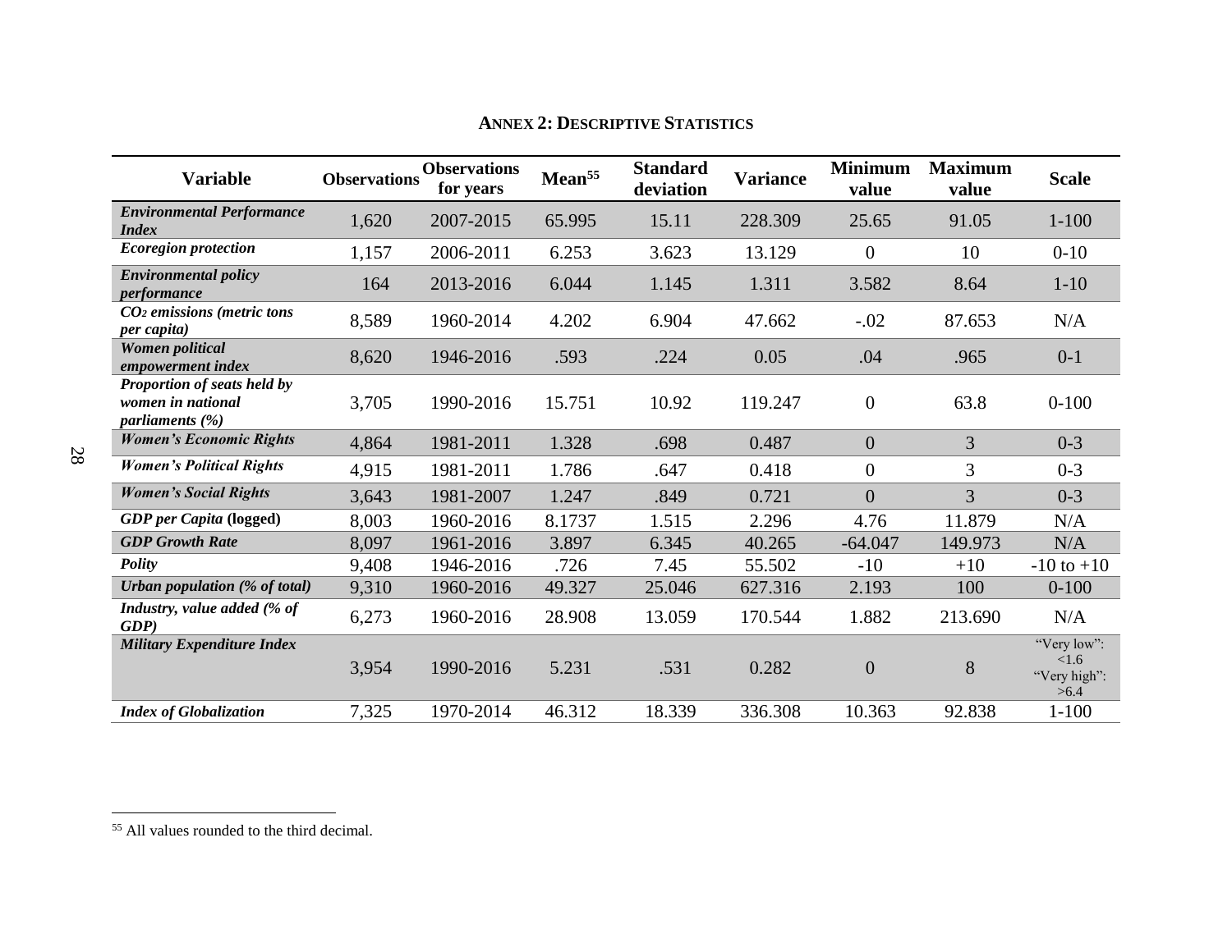## Annex 2: Descriptive Statistics

| Variable | Observations | Observations for years | Mean[55] | Standard deviation | Variance | Minimum value | Maximum value | Scale |
|---|---|---|---|---|---|---|---|---|
| ***Environmental Performance Index*** | 1,620 | 2007-2015 | 65.995 | 15.11 | 228.309 | 25.65 | 91.05 | 1-100 |
| ***Ecoregion protection*** | 1,157 | 2006-2011 | 6.253 | 3.623 | 13.129 | 0 | 10 | 0-10 |
| ***Environmental policy performance*** | 164 | 2013-2016 | 6.044 | 1.145 | 1.311 | 3.582 | 8.64 | 1-10 |
| ***$CO_2$ emissions (metric tons per capita)*** | 8,589 | 1960-2014 | 4.202 | 6.904 | 47.662 | -.02 | 87.653 | N/A |
| ***Women political empowerment index*** | 8,620 | 1946-2016 | .593 | .224 | 0.05 | .04 | .965 | 0-1 |
| ***Proportion of seats held by women in national parliaments (%)*** | 3,705 | 1990-2016 | 15.751 | 10.92 | 119.247 | 0 | 63.8 | 0-100 |
| ***Women's Economic Rights*** | 4,864 | 1981-2011 | 1.328 | .698 | 0.487 | 0 | 3 | 0-3 |
| ***Women's Political Rights*** | 4,915 | 1981-2011 | 1.786 | .647 | 0.418 | 0 | 3 | 0-3 |
| ***Women's Social Rights*** | 3,643 | 1981-2007 | 1.247 | .849 | 0.721 | 0 | 3 | 0-3 |
| ***GDP per Capita* (logged)** | 8,003 | 1960-2016 | 8.1737 | 1.515 | 2.296 | 4.76 | 11.879 | N/A |
| ***GDP Growth Rate*** | 8,097 | 1961-2016 | 3.897 | 6.345 | 40.265 | -64.047 | 149.973 | N/A |
| ***Polity*** | 9,408 | 1946-2016 | .726 | 7.45 | 55.502 | -10 | +10 | -10 to +10 |
| ***Urban population (% of total)*** | 9,310 | 1960-2016 | 49.327 | 25.046 | 627.316 | 2.193 | 100 | 0-100 |
| ***Industry, value added (% of GDP)*** | 6,273 | 1960-2016 | 28.908 | 13.059 | 170.544 | 1.882 | 213.690 | N/A |
| ***Military Expenditure Index*** | 3,954 | 1990-2016 | 5.231 | .531 | 0.282 | 0 | 8 | "Very low": <1.6 "Very high": >6.4 |
| ***Index of Globalization*** | 7,325 | 1970-2014 | 46.312 | 18.339 | 336.308 | 10.363 | 92.838 | 1-100 |

[55] All values rounded to the third decimal.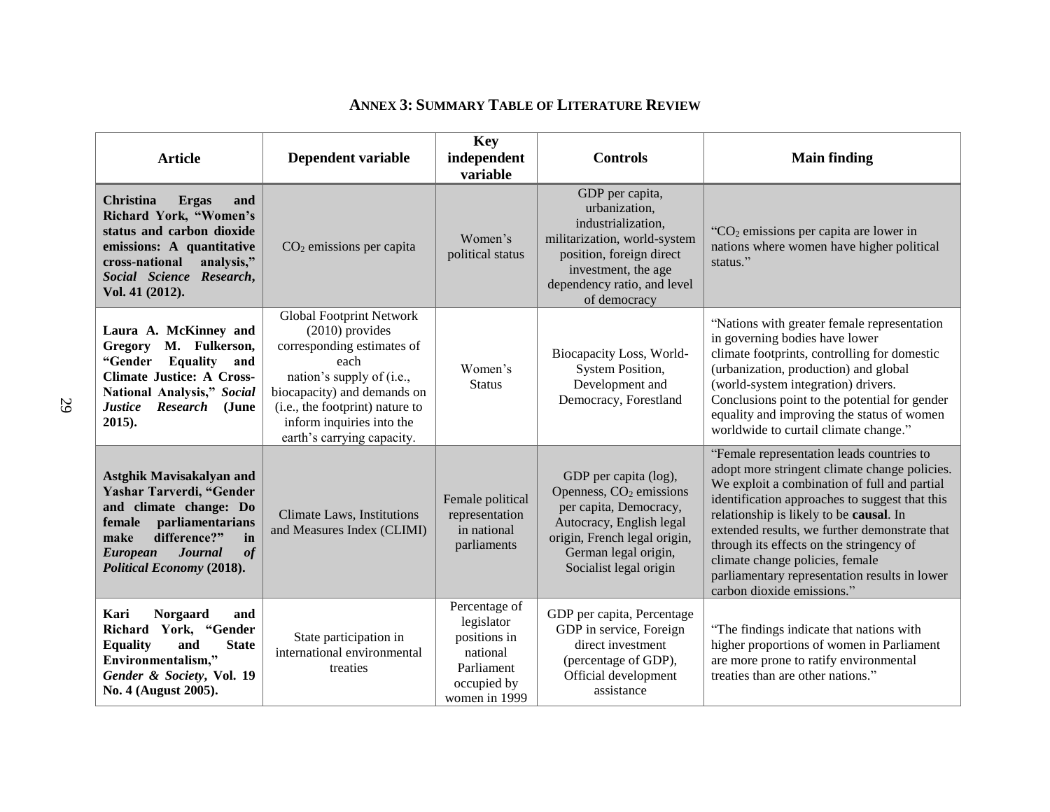## ANNEX 3: SUMMARY TABLE OF LITERATURE REVIEW

| Article | Dependent variable | Key independent variable | Controls | Main finding |
|---|---|---|---|---|
| **Christina Ergas and Richard York, "Women's status and carbon dioxide emissions: A quantitative cross-national analysis," *Social Science Research*, Vol. 41 (2012).** | $CO_2$ emissions per capita | Women's political status | GDP per capita, urbanization, industrialization, militarization, world-system position, foreign direct investment, the age dependency ratio, and level of democracy | "$CO_2$ emissions per capita are lower in nations where women have higher political status." |
| **Laura A. McKinney and Gregory M. Fulkerson, "Gender Equality and Climate Justice: A Cross-National Analysis," *Social Justice Research* (June 2015).** | Global Footprint Network (2010) provides corresponding estimates of each nation's supply of (i.e., biocapacity) and demands on (i.e., the footprint) nature to inform inquiries into the earth's carrying capacity. | Women's Status | Biocapacity Loss, World-System Position, Development and Democracy, Forestland | "Nations with greater female representation in governing bodies have lower climate footprints, controlling for domestic (urbanization, production) and global (world-system integration) drivers. Conclusions point to the potential for gender equality and improving the status of women worldwide to curtail climate change." |
| **Astghik Mavisakalyan and Yashar Tarverdi, "Gender and climate change: Do female parliamentarians make difference?" in *European Journal of Political Economy* (2018).** | Climate Laws, Institutions and Measures Index (CLIMI) | Female political representation in national parliaments | GDP per capita (log), Openness, $CO_2$ emissions per capita, Democracy, Autocracy, English legal origin, French legal origin, German legal origin, Socialist legal origin | "Female representation leads countries to adopt more stringent climate change policies. We exploit a combination of full and partial identification approaches to suggest that this relationship is likely to be **causal**. In extended results, we further demonstrate that through its effects on the stringency of climate change policies, female parliamentary representation results in lower carbon dioxide emissions." |
| **Kari Norgaard and Richard York, "Gender Equality and State Environmentalism," *Gender & Society*, Vol. 19 No. 4 (August 2005).** | State participation in international environmental treaties | Percentage of legislator positions in national Parliament occupied by women in 1999 | GDP per capita, Percentage GDP in service, Foreign direct investment (percentage of GDP), Official development assistance | "The findings indicate that nations with higher proportions of women in Parliament are more prone to ratify environmental treaties than are other nations." |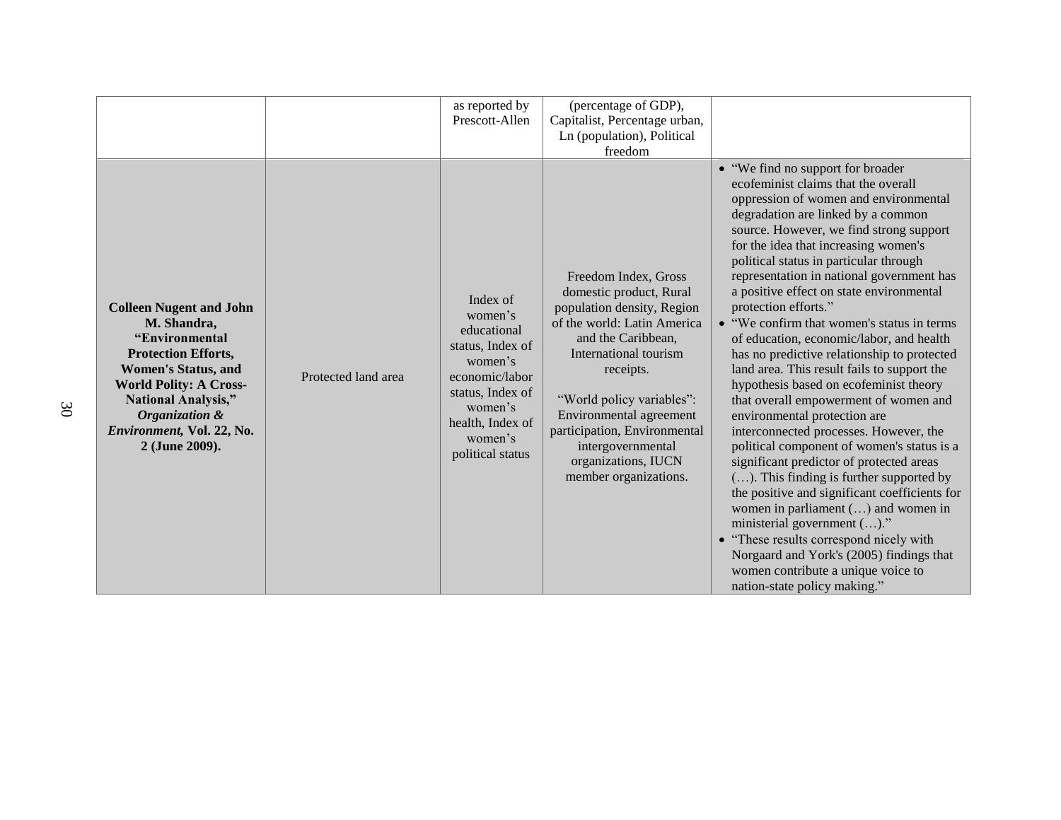| | | | | |
|---|---|---|---|---|
| | | as reported by Prescott-Allen | (percentage of GDP), Capitalist, Percentage urban, Ln (population), Political freedom | |
| **Colleen Nugent and John M. Shandra, "Environmental Protection Efforts, Women's Status, and World Polity: A Cross-National Analysis,"** ***Organization & Environment,*** **Vol. 22, No. 2 (June 2009).** | Protected land area | Index of women's educational status, Index of women's economic/labor status, Index of women's health, Index of women's political status | Freedom Index, Gross domestic product, Rural population density, Region of the world: Latin America and the Caribbean, International tourism receipts.<br><br>"World policy variables": Environmental agreement participation, Environmental intergovernmental organizations, IUCN member organizations. | • "We find no support for broader ecofeminist claims that the overall oppression of women and environmental degradation are linked by a common source. However, we find strong support for the idea that increasing women's political status in particular through representation in national government has a positive effect on state environmental protection efforts."<br>• "We confirm that women's status in terms of education, economic/labor, and health has no predictive relationship to protected land area. This result fails to support the hypothesis based on ecofeminist theory that overall empowerment of women and environmental protection are interconnected processes. However, the political component of women's status is a significant predictor of protected areas (…). This finding is further supported by the positive and significant coefficients for women in parliament (…) and women in ministerial government (…)."<br>• "These results correspond nicely with Norgaard and York's (2005) findings that women contribute a unique voice to nation-state policy making." |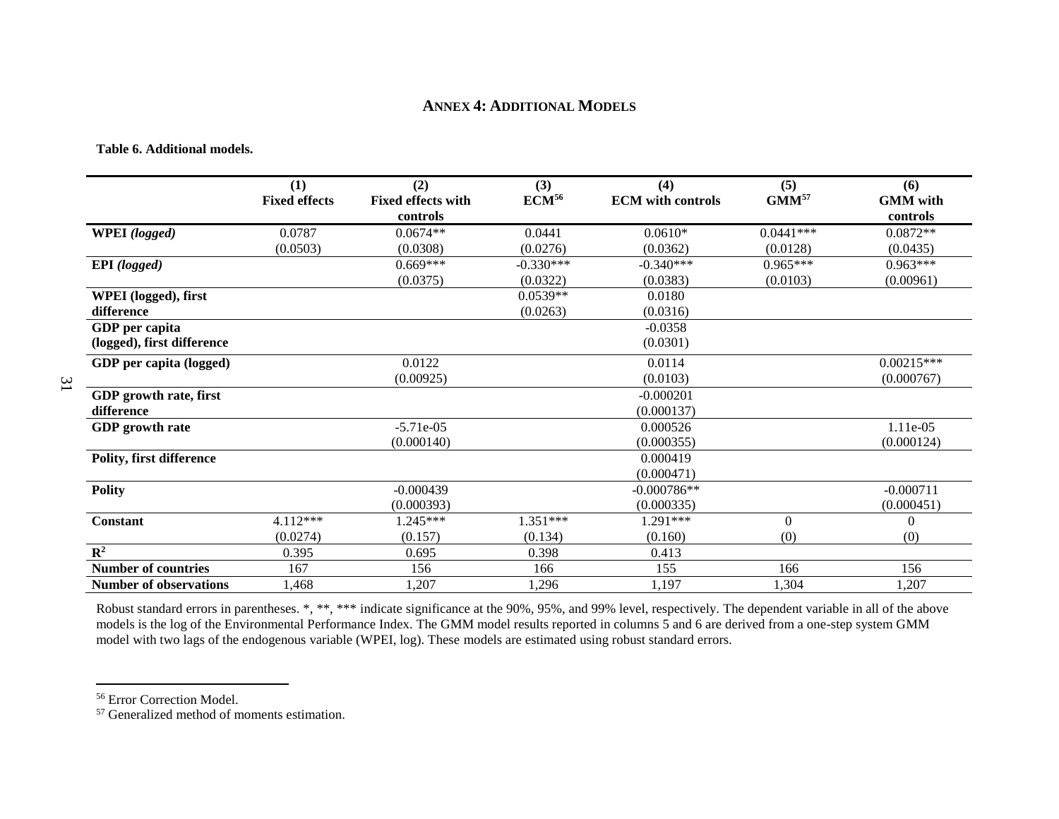## Annex 4: Additional Models

**Table 6. Additional models.**

| | (1) Fixed effects | (2) Fixed effects with controls | (3) ECM[56] | (4) ECM with controls | (5) GMM[57] | (6) GMM with controls |
|---|---|---|---|---|---|---|
| **WPEI** *(logged)* | 0.0787 | 0.0674** | 0.0441 | 0.0610* | 0.0441*** | 0.0872** |
| | (0.0503) | (0.0308) | (0.0276) | (0.0362) | (0.0128) | (0.0435) |
| **EPI** *(logged)* | | 0.669*** | -0.330*** | -0.340*** | 0.965*** | 0.963*** |
| | | (0.0375) | (0.0322) | (0.0383) | (0.0103) | (0.00961) |
| **WPEI (logged), first difference** | | | 0.0539** | 0.0180 | | |
| | | | (0.0263) | (0.0316) | | |
| **GDP per capita (logged), first difference** | | | | -0.0358 | | |
| | | | | (0.0301) | | |
| **GDP per capita (logged)** | | 0.0122 | | 0.0114 | | 0.00215*** |
| | | (0.00925) | | (0.0103) | | (0.000767) |
| **GDP growth rate, first difference** | | | | -0.000201 | | |
| | | | | (0.000137) | | |
| **GDP growth rate** | | -5.71e-05 | | 0.000526 | | 1.11e-05 |
| | | (0.000140) | | (0.000355) | | (0.000124) |
| **Polity, first difference** | | | | 0.000419 | | |
| | | | | (0.000471) | | |
| **Polity** | | -0.000439 | | -0.000786** | | -0.000711 |
| | | (0.000393) | | (0.000335) | | (0.000451) |
| **Constant** | 4.112*** | 1.245*** | 1.351*** | 1.291*** | 0 | 0 |
| | (0.0274) | (0.157) | (0.134) | (0.160) | (0) | (0) |
| $R^2$ | 0.395 | 0.695 | 0.398 | 0.413 | | |
| **Number of countries** | 167 | 156 | 166 | 155 | 166 | 156 |
| **Number of observations** | 1,468 | 1,207 | 1,296 | 1,197 | 1,304 | 1,207 |

Robust standard errors in parentheses. *, **, *** indicate significance at the 90%, 95%, and 99% level, respectively. The dependent variable in all of the above models is the log of the Environmental Performance Index. The GMM model results reported in columns 5 and 6 are derived from a one-step system GMM model with two lags of the endogenous variable (WPEI, log). These models are estimated using robust standard errors.

[56] Error Correction Model.

[57] Generalized method of moments estimation.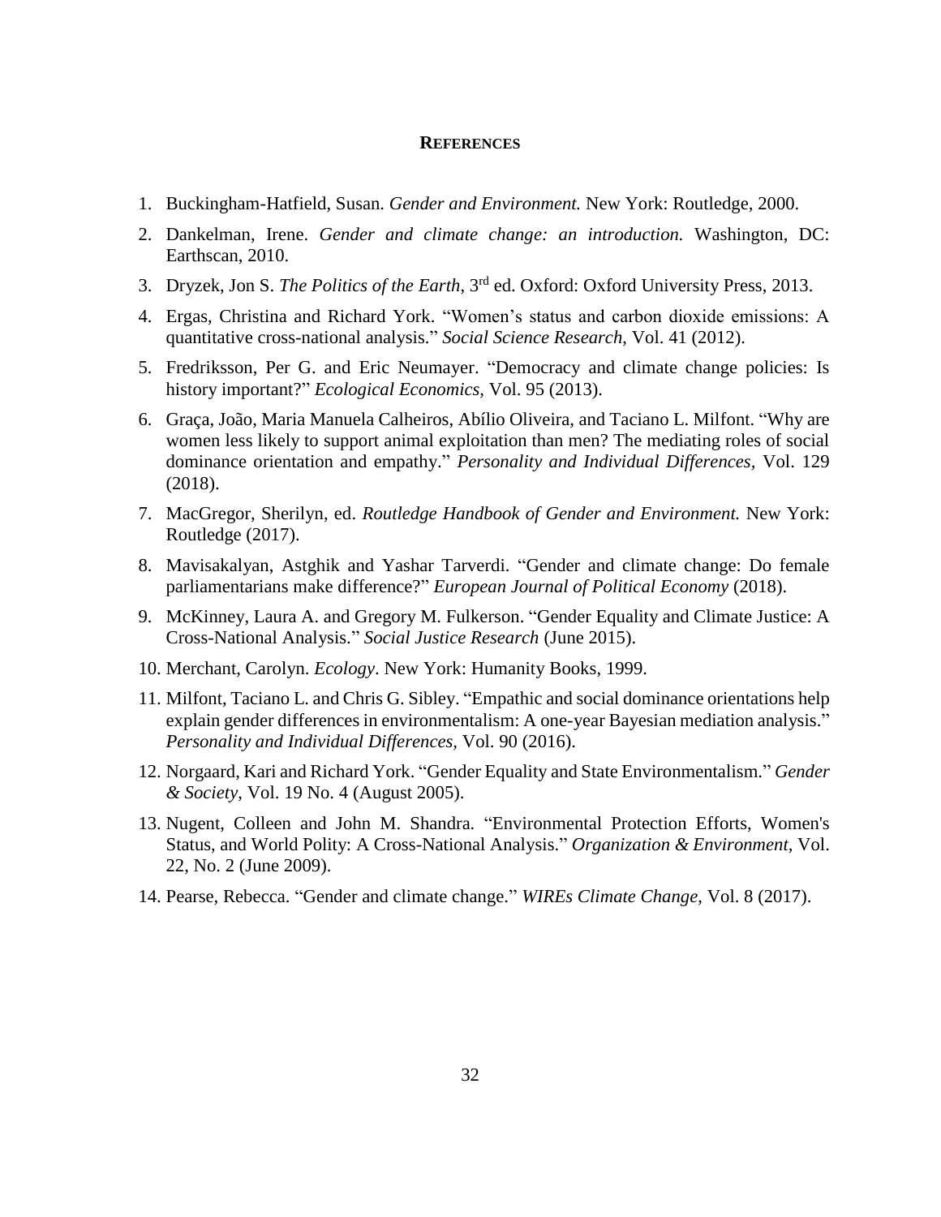## REFERENCES

1. Buckingham-Hatfield, Susan. *Gender and Environment.* New York: Routledge, 2000.
2. Dankelman, Irene. *Gender and climate change: an introduction.* Washington, DC: Earthscan, 2010.
3. Dryzek, Jon S. *The Politics of the Earth*, 3rd ed. Oxford: Oxford University Press, 2013.
4. Ergas, Christina and Richard York. "Women's status and carbon dioxide emissions: A quantitative cross-national analysis." *Social Science Research*, Vol. 41 (2012).
5. Fredriksson, Per G. and Eric Neumayer. "Democracy and climate change policies: Is history important?" *Ecological Economics*, Vol. 95 (2013).
6. Graça, João, Maria Manuela Calheiros, Abílio Oliveira, and Taciano L. Milfont. "Why are women less likely to support animal exploitation than men? The mediating roles of social dominance orientation and empathy." *Personality and Individual Differences*, Vol. 129 (2018).
7. MacGregor, Sherilyn, ed. *Routledge Handbook of Gender and Environment.* New York: Routledge (2017).
8. Mavisakalyan, Astghik and Yashar Tarverdi. "Gender and climate change: Do female parliamentarians make difference?" *European Journal of Political Economy* (2018).
9. McKinney, Laura A. and Gregory M. Fulkerson. "Gender Equality and Climate Justice: A Cross-National Analysis." *Social Justice Research* (June 2015).
10. Merchant, Carolyn. *Ecology*. New York: Humanity Books, 1999.
11. Milfont, Taciano L. and Chris G. Sibley. "Empathic and social dominance orientations help explain gender differences in environmentalism: A one-year Bayesian mediation analysis." *Personality and Individual Differences*, Vol. 90 (2016).
12. Norgaard, Kari and Richard York. "Gender Equality and State Environmentalism." *Gender & Society*, Vol. 19 No. 4 (August 2005).
13. Nugent, Colleen and John M. Shandra. "Environmental Protection Efforts, Women's Status, and World Polity: A Cross-National Analysis." *Organization & Environment*, Vol. 22, No. 2 (June 2009).
14. Pearse, Rebecca. "Gender and climate change." *WIREs Climate Change*, Vol. 8 (2017).